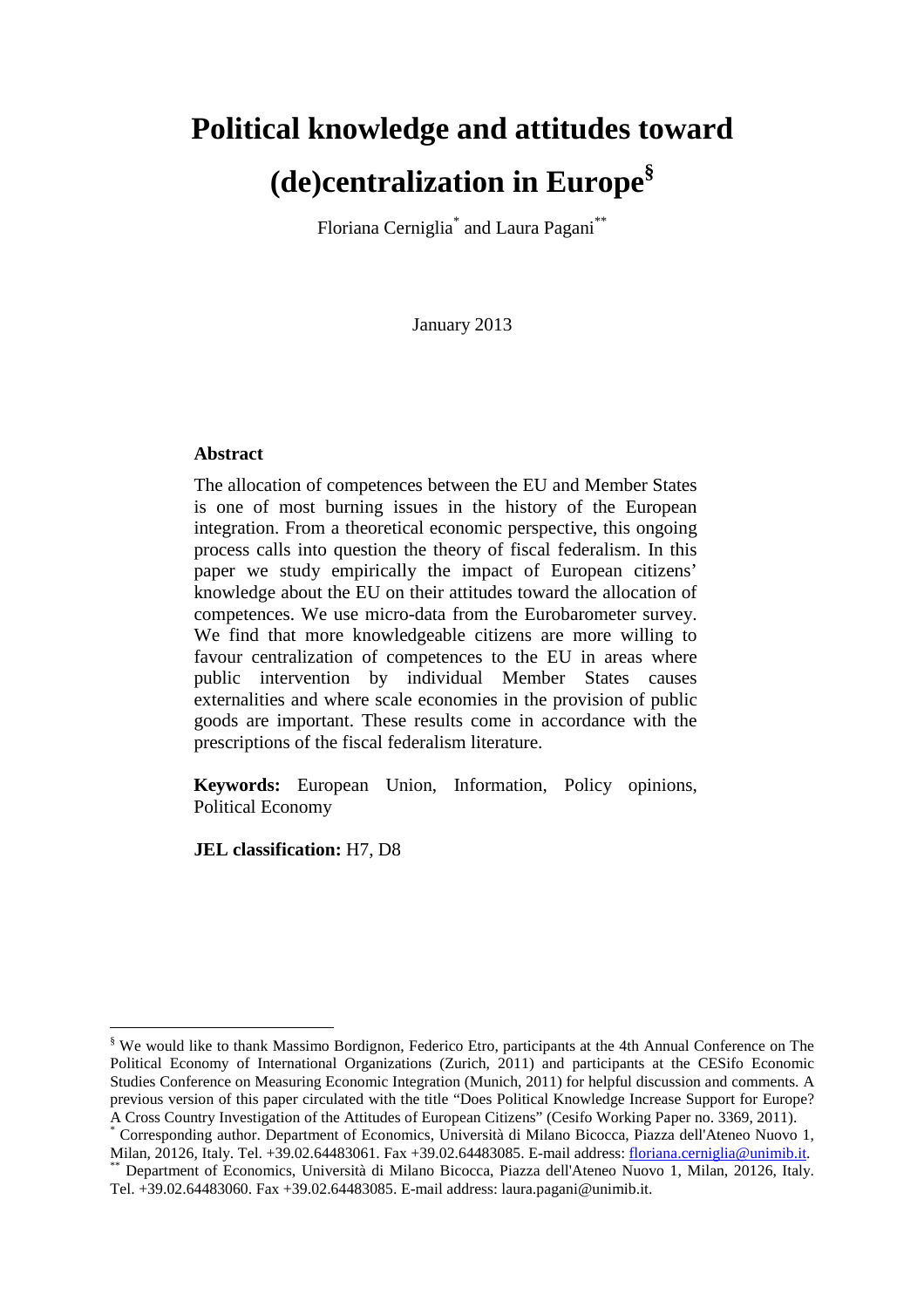# Political knowledge and attitudes toward (de)centralization in Europe[§]

Floriana Cerniglia[*] and Laura Pagani[**]

January 2013

**Abstract**

The allocation of competences between the EU and Member States is one of most burning issues in the history of the European integration. From a theoretical economic perspective, this ongoing process calls into question the theory of fiscal federalism. In this paper we study empirically the impact of European citizens' knowledge about the EU on their attitudes toward the allocation of competences. We use micro-data from the Eurobarometer survey. We find that more knowledgeable citizens are more willing to favour centralization of competences to the EU in areas where public intervention by individual Member States causes externalities and where scale economies in the provision of public goods are important. These results come in accordance with the prescriptions of the fiscal federalism literature.

**Keywords:** European Union, Information, Policy opinions, Political Economy

**JEL classification:** H7, D8

---

[§] We would like to thank Massimo Bordignon, Federico Etro, participants at the 4th Annual Conference on The Political Economy of International Organizations (Zurich, 2011) and participants at the CESifo Economic Studies Conference on Measuring Economic Integration (Munich, 2011) for helpful discussion and comments. A previous version of this paper circulated with the title "Does Political Knowledge Increase Support for Europe? A Cross Country Investigation of the Attitudes of European Citizens" (Cesifo Working Paper no. 3369, 2011).

[*] Corresponding author. Department of Economics, Università di Milano Bicocca, Piazza dell'Ateneo Nuovo 1, Milan, 20126, Italy. Tel. +39.02.64483061. Fax +39.02.64483085. E-mail address: floriana.cerniglia@unimib.it.

[**] Department of Economics, Università di Milano Bicocca, Piazza dell'Ateneo Nuovo 1, Milan, 20126, Italy. Tel. +39.02.64483060. Fax +39.02.64483085. E-mail address: laura.pagani@unimib.it.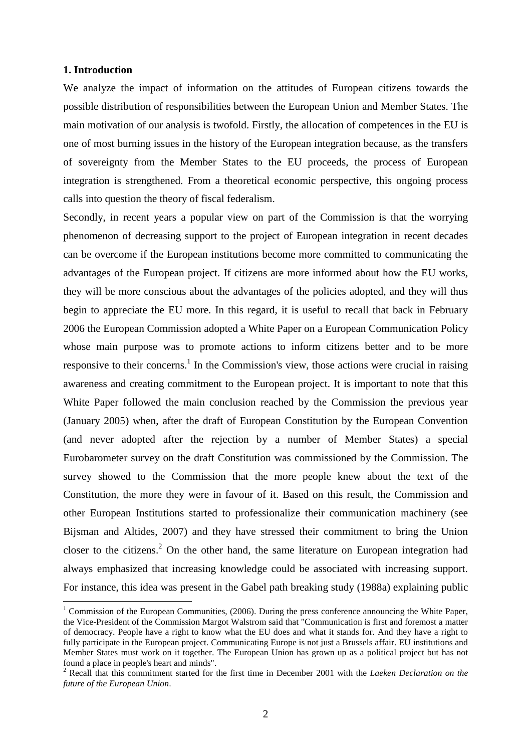## 1. Introduction

We analyze the impact of information on the attitudes of European citizens towards the possible distribution of responsibilities between the European Union and Member States. The main motivation of our analysis is twofold. Firstly, the allocation of competences in the EU is one of most burning issues in the history of the European integration because, as the transfers of sovereignty from the Member States to the EU proceeds, the process of European integration is strengthened. From a theoretical economic perspective, this ongoing process calls into question the theory of fiscal federalism.

Secondly, in recent years a popular view on part of the Commission is that the worrying phenomenon of decreasing support to the project of European integration in recent decades can be overcome if the European institutions become more committed to communicating the advantages of the European project. If citizens are more informed about how the EU works, they will be more conscious about the advantages of the policies adopted, and they will thus begin to appreciate the EU more. In this regard, it is useful to recall that back in February 2006 the European Commission adopted a White Paper on a European Communication Policy whose main purpose was to promote actions to inform citizens better and to be more responsive to their concerns.[1] In the Commission's view, those actions were crucial in raising awareness and creating commitment to the European project. It is important to note that this White Paper followed the main conclusion reached by the Commission the previous year (January 2005) when, after the draft of European Constitution by the European Convention (and never adopted after the rejection by a number of Member States) a special Eurobarometer survey on the draft Constitution was commissioned by the Commission. The survey showed to the Commission that the more people knew about the text of the Constitution, the more they were in favour of it. Based on this result, the Commission and other European Institutions started to professionalize their communication machinery (see Bijsman and Altides, 2007) and they have stressed their commitment to bring the Union closer to the citizens.[2] On the other hand, the same literature on European integration had always emphasized that increasing knowledge could be associated with increasing support. For instance, this idea was present in the Gabel path breaking study (1988a) explaining public

[1] Commission of the European Communities, (2006). During the press conference announcing the White Paper, the Vice-President of the Commission Margot Walstrom said that "Communication is first and foremost a matter of democracy. People have a right to know what the EU does and what it stands for. And they have a right to fully participate in the European project. Communicating Europe is not just a Brussels affair. EU institutions and Member States must work on it together. The European Union has grown up as a political project but has not found a place in people's heart and minds".

[2] Recall that this commitment started for the first time in December 2001 with the *Laeken Declaration on the future of the European Union*.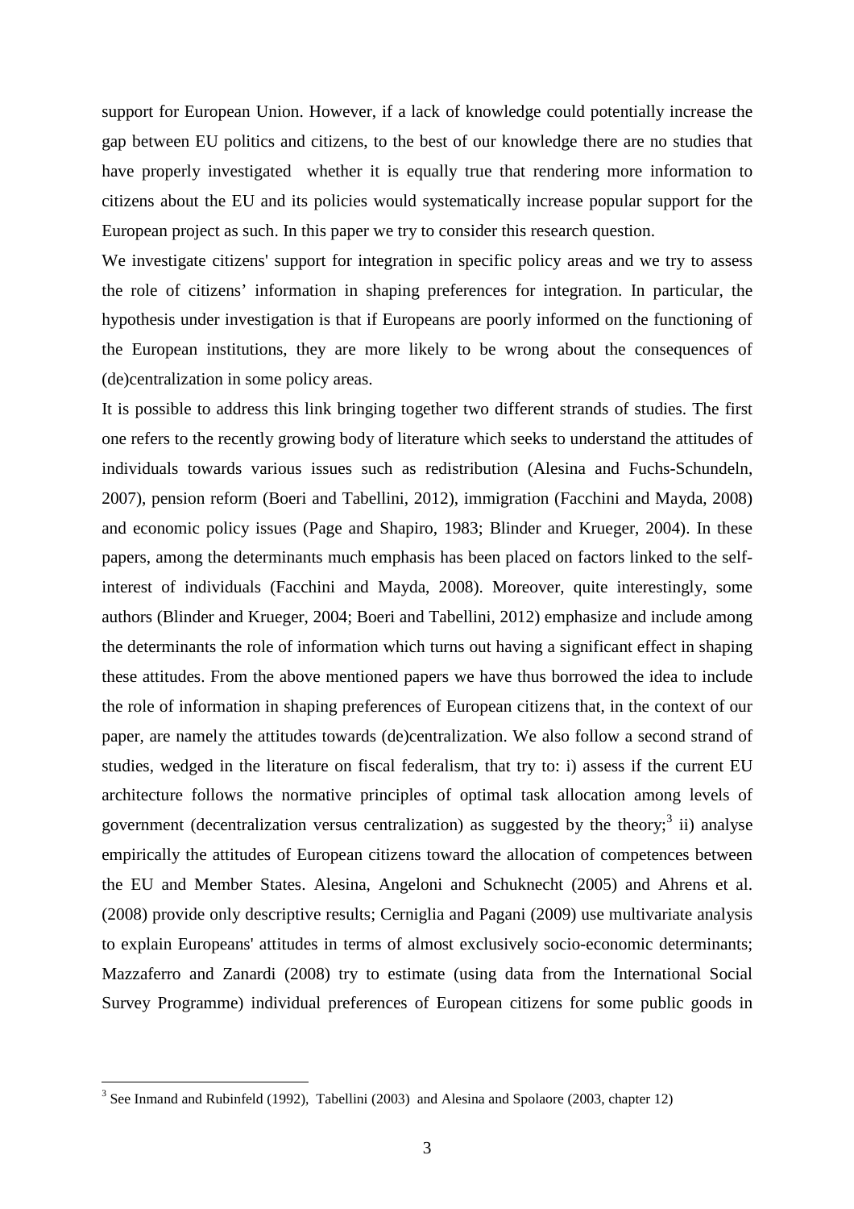support for European Union. However, if a lack of knowledge could potentially increase the gap between EU politics and citizens, to the best of our knowledge there are no studies that have properly investigated whether it is equally true that rendering more information to citizens about the EU and its policies would systematically increase popular support for the European project as such. In this paper we try to consider this research question.

We investigate citizens' support for integration in specific policy areas and we try to assess the role of citizens' information in shaping preferences for integration. In particular, the hypothesis under investigation is that if Europeans are poorly informed on the functioning of the European institutions, they are more likely to be wrong about the consequences of (de)centralization in some policy areas.

It is possible to address this link bringing together two different strands of studies. The first one refers to the recently growing body of literature which seeks to understand the attitudes of individuals towards various issues such as redistribution (Alesina and Fuchs-Schundeln, 2007), pension reform (Boeri and Tabellini, 2012), immigration (Facchini and Mayda, 2008) and economic policy issues (Page and Shapiro, 1983; Blinder and Krueger, 2004). In these papers, among the determinants much emphasis has been placed on factors linked to the self-interest of individuals (Facchini and Mayda, 2008). Moreover, quite interestingly, some authors (Blinder and Krueger, 2004; Boeri and Tabellini, 2012) emphasize and include among the determinants the role of information which turns out having a significant effect in shaping these attitudes. From the above mentioned papers we have thus borrowed the idea to include the role of information in shaping preferences of European citizens that, in the context of our paper, are namely the attitudes towards (de)centralization. We also follow a second strand of studies, wedged in the literature on fiscal federalism, that try to: i) assess if the current EU architecture follows the normative principles of optimal task allocation among levels of government (decentralization versus centralization) as suggested by the theory;[3] ii) analyse empirically the attitudes of European citizens toward the allocation of competences between the EU and Member States. Alesina, Angeloni and Schuknecht (2005) and Ahrens et al. (2008) provide only descriptive results; Cerniglia and Pagani (2009) use multivariate analysis to explain Europeans' attitudes in terms of almost exclusively socio-economic determinants; Mazzaferro and Zanardi (2008) try to estimate (using data from the International Social Survey Programme) individual preferences of European citizens for some public goods in

[3] See Inmand and Rubinfeld (1992), Tabellini (2003) and Alesina and Spolaore (2003, chapter 12)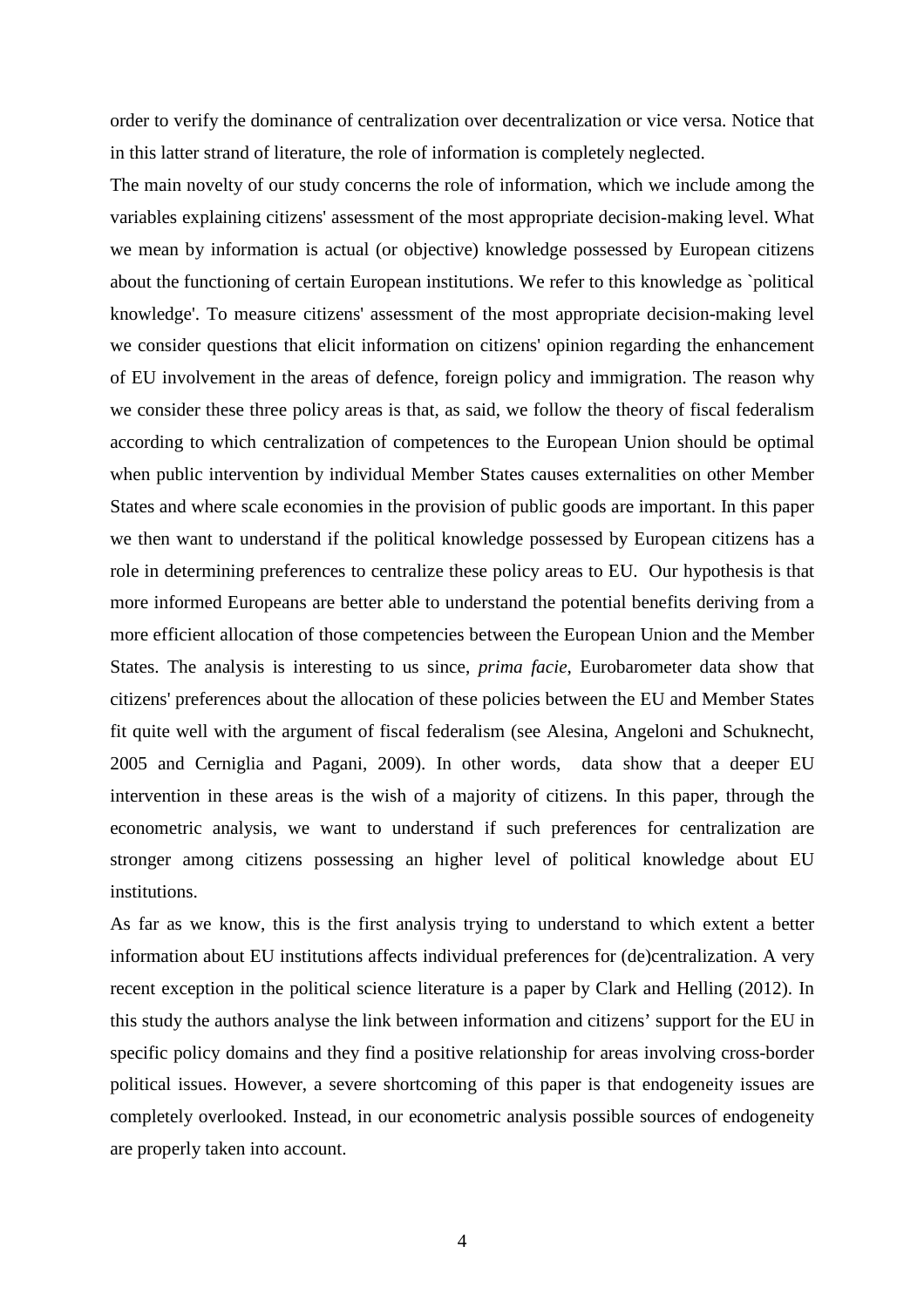order to verify the dominance of centralization over decentralization or vice versa. Notice that in this latter strand of literature, the role of information is completely neglected.

The main novelty of our study concerns the role of information, which we include among the variables explaining citizens' assessment of the most appropriate decision-making level. What we mean by information is actual (or objective) knowledge possessed by European citizens about the functioning of certain European institutions. We refer to this knowledge as `political knowledge'. To measure citizens' assessment of the most appropriate decision-making level we consider questions that elicit information on citizens' opinion regarding the enhancement of EU involvement in the areas of defence, foreign policy and immigration. The reason why we consider these three policy areas is that, as said, we follow the theory of fiscal federalism according to which centralization of competences to the European Union should be optimal when public intervention by individual Member States causes externalities on other Member States and where scale economies in the provision of public goods are important. In this paper we then want to understand if the political knowledge possessed by European citizens has a role in determining preferences to centralize these policy areas to EU. Our hypothesis is that more informed Europeans are better able to understand the potential benefits deriving from a more efficient allocation of those competencies between the European Union and the Member States. The analysis is interesting to us since, *prima facie*, Eurobarometer data show that citizens' preferences about the allocation of these policies between the EU and Member States fit quite well with the argument of fiscal federalism (see Alesina, Angeloni and Schuknecht, 2005 and Cerniglia and Pagani, 2009). In other words, data show that a deeper EU intervention in these areas is the wish of a majority of citizens. In this paper, through the econometric analysis, we want to understand if such preferences for centralization are stronger among citizens possessing an higher level of political knowledge about EU institutions.

As far as we know, this is the first analysis trying to understand to which extent a better information about EU institutions affects individual preferences for (de)centralization. A very recent exception in the political science literature is a paper by Clark and Helling (2012). In this study the authors analyse the link between information and citizens' support for the EU in specific policy domains and they find a positive relationship for areas involving cross-border political issues. However, a severe shortcoming of this paper is that endogeneity issues are completely overlooked. Instead, in our econometric analysis possible sources of endogeneity are properly taken into account.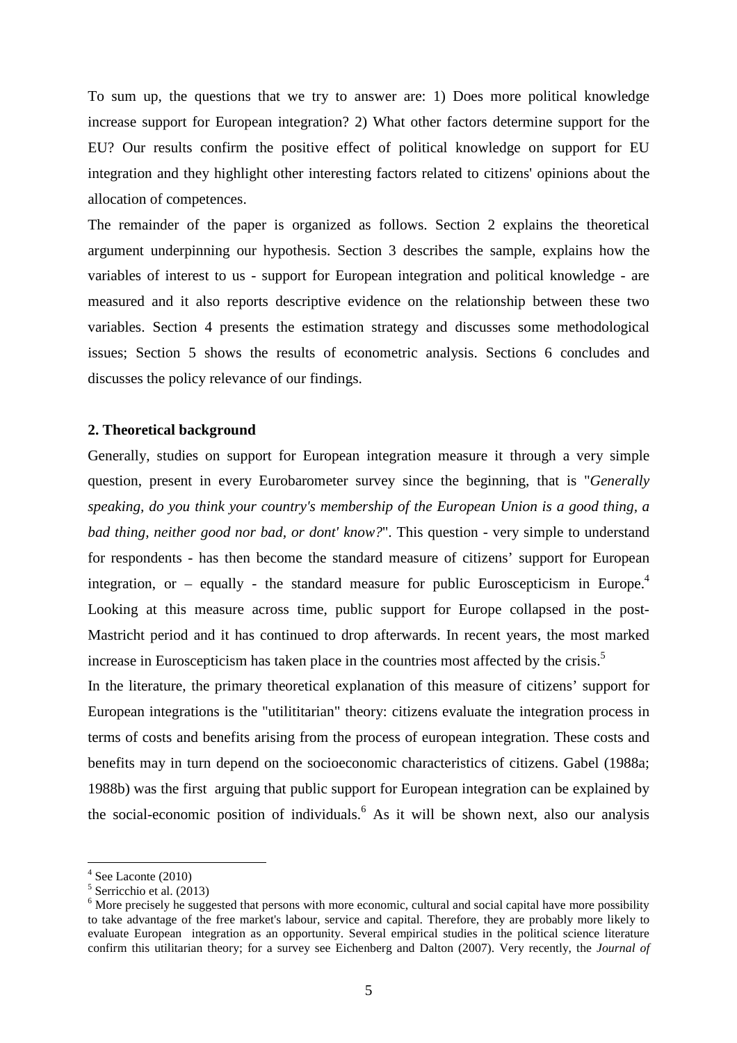To sum up, the questions that we try to answer are: 1) Does more political knowledge increase support for European integration? 2) What other factors determine support for the EU? Our results confirm the positive effect of political knowledge on support for EU integration and they highlight other interesting factors related to citizens' opinions about the allocation of competences.

The remainder of the paper is organized as follows. Section 2 explains the theoretical argument underpinning our hypothesis. Section 3 describes the sample, explains how the variables of interest to us - support for European integration and political knowledge - are measured and it also reports descriptive evidence on the relationship between these two variables. Section 4 presents the estimation strategy and discusses some methodological issues; Section 5 shows the results of econometric analysis. Sections 6 concludes and discusses the policy relevance of our findings.

## 2. Theoretical background

Generally, studies on support for European integration measure it through a very simple question, present in every Eurobarometer survey since the beginning, that is "*Generally speaking, do you think your country's membership of the European Union is a good thing, a bad thing, neither good nor bad, or dont' know?*". This question - very simple to understand for respondents - has then become the standard measure of citizens' support for European integration, or – equally - the standard measure for public Euroscepticism in Europe.[4] Looking at this measure across time, public support for Europe collapsed in the post-Mastricht period and it has continued to drop afterwards. In recent years, the most marked increase in Euroscepticism has taken place in the countries most affected by the crisis.[5]

In the literature, the primary theoretical explanation of this measure of citizens' support for European integrations is the "utilititarian" theory: citizens evaluate the integration process in terms of costs and benefits arising from the process of european integration. These costs and benefits may in turn depend on the socioeconomic characteristics of citizens. Gabel (1988a; 1988b) was the first arguing that public support for European integration can be explained by the social-economic position of individuals.[6] As it will be shown next, also our analysis

---

[4] See Laconte (2010)

[5] Serricchio et al. (2013)

[6] More precisely he suggested that persons with more economic, cultural and social capital have more possibility to take advantage of the free market's labour, service and capital. Therefore, they are probably more likely to evaluate European integration as an opportunity. Several empirical studies in the political science literature confirm this utilitarian theory; for a survey see Eichenberg and Dalton (2007). Very recently, the *Journal of*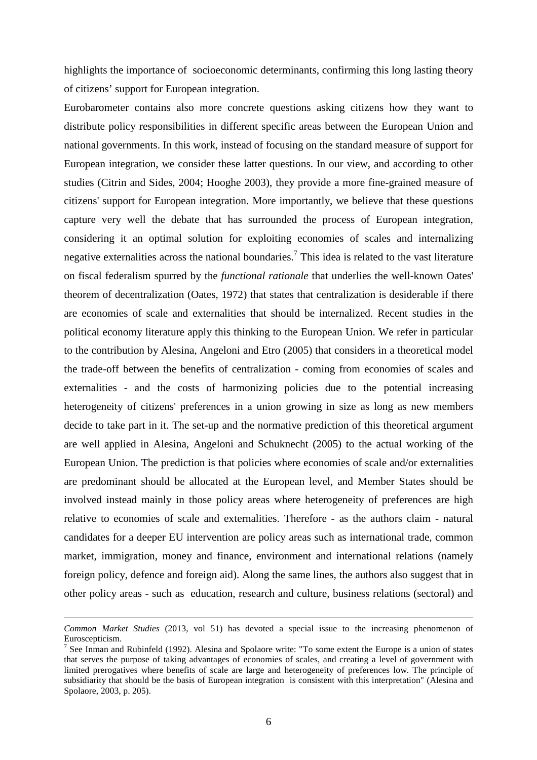highlights the importance of socioeconomic determinants, confirming this long lasting theory of citizens' support for European integration.

Eurobarometer contains also more concrete questions asking citizens how they want to distribute policy responsibilities in different specific areas between the European Union and national governments. In this work, instead of focusing on the standard measure of support for European integration, we consider these latter questions. In our view, and according to other studies (Citrin and Sides, 2004; Hooghe 2003), they provide a more fine-grained measure of citizens' support for European integration. More importantly, we believe that these questions capture very well the debate that has surrounded the process of European integration, considering it an optimal solution for exploiting economies of scales and internalizing negative externalities across the national boundaries.[7] This idea is related to the vast literature on fiscal federalism spurred by the *functional rationale* that underlies the well-known Oates' theorem of decentralization (Oates, 1972) that states that centralization is desiderable if there are economies of scale and externalities that should be internalized. Recent studies in the political economy literature apply this thinking to the European Union. We refer in particular to the contribution by Alesina, Angeloni and Etro (2005) that considers in a theoretical model the trade-off between the benefits of centralization - coming from economies of scales and externalities - and the costs of harmonizing policies due to the potential increasing heterogeneity of citizens' preferences in a union growing in size as long as new members decide to take part in it. The set-up and the normative prediction of this theoretical argument are well applied in Alesina, Angeloni and Schuknecht (2005) to the actual working of the European Union. The prediction is that policies where economies of scale and/or externalities are predominant should be allocated at the European level, and Member States should be involved instead mainly in those policy areas where heterogeneity of preferences are high relative to economies of scale and externalities. Therefore - as the authors claim - natural candidates for a deeper EU intervention are policy areas such as international trade, common market, immigration, money and finance, environment and international relations (namely foreign policy, defence and foreign aid). Along the same lines, the authors also suggest that in other policy areas - such as education, research and culture, business relations (sectoral) and

---

*Common Market Studies* (2013, vol 51) has devoted a special issue to the increasing phenomenon of Euroscepticism.

[7] See Inman and Rubinfeld (1992). Alesina and Spolaore write: "To some extent the Europe is a union of states that serves the purpose of taking advantages of economies of scales, and creating a level of government with limited prerogatives where benefits of scale are large and heterogeneity of preferences low. The principle of subsidiarity that should be the basis of European integration is consistent with this interpretation" (Alesina and Spolaore, 2003, p. 205).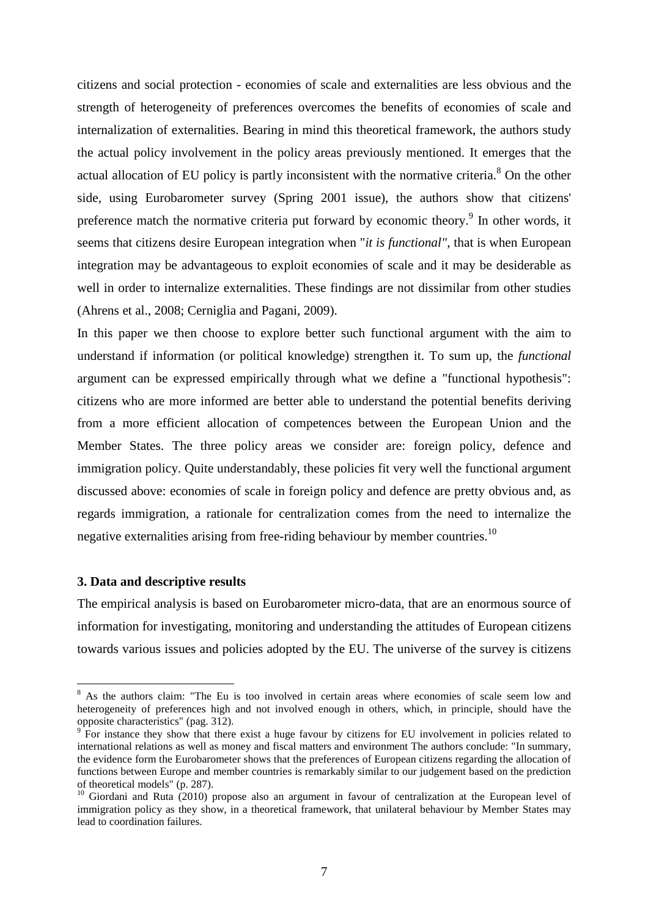citizens and social protection - economies of scale and externalities are less obvious and the strength of heterogeneity of preferences overcomes the benefits of economies of scale and internalization of externalities. Bearing in mind this theoretical framework, the authors study the actual policy involvement in the policy areas previously mentioned. It emerges that the actual allocation of EU policy is partly inconsistent with the normative criteria.[8] On the other side, using Eurobarometer survey (Spring 2001 issue), the authors show that citizens' preference match the normative criteria put forward by economic theory.[9] In other words, it seems that citizens desire European integration when "*it is functional"*, that is when European integration may be advantageous to exploit economies of scale and it may be desiderable as well in order to internalize externalities. These findings are not dissimilar from other studies (Ahrens et al., 2008; Cerniglia and Pagani, 2009).

In this paper we then choose to explore better such functional argument with the aim to understand if information (or political knowledge) strengthen it. To sum up, the *functional* argument can be expressed empirically through what we define a "functional hypothesis": citizens who are more informed are better able to understand the potential benefits deriving from a more efficient allocation of competences between the European Union and the Member States. The three policy areas we consider are: foreign policy, defence and immigration policy. Quite understandably, these policies fit very well the functional argument discussed above: economies of scale in foreign policy and defence are pretty obvious and, as regards immigration, a rationale for centralization comes from the need to internalize the negative externalities arising from free-riding behaviour by member countries.[10]

### 3. Data and descriptive results

The empirical analysis is based on Eurobarometer micro-data, that are an enormous source of information for investigating, monitoring and understanding the attitudes of European citizens towards various issues and policies adopted by the EU. The universe of the survey is citizens

---

[8] As the authors claim: "The Eu is too involved in certain areas where economies of scale seem low and heterogeneity of preferences high and not involved enough in others, which, in principle, should have the opposite characteristics" (pag. 312).

[9] For instance they show that there exist a huge favour by citizens for EU involvement in policies related to international relations as well as money and fiscal matters and environment The authors conclude: "In summary, the evidence form the Eurobarometer shows that the preferences of European citizens regarding the allocation of functions between Europe and member countries is remarkably similar to our judgement based on the prediction of theoretical models" (p. 287).

[10] Giordani and Ruta (2010) propose also an argument in favour of centralization at the European level of immigration policy as they show, in a theoretical framework, that unilateral behaviour by Member States may lead to coordination failures.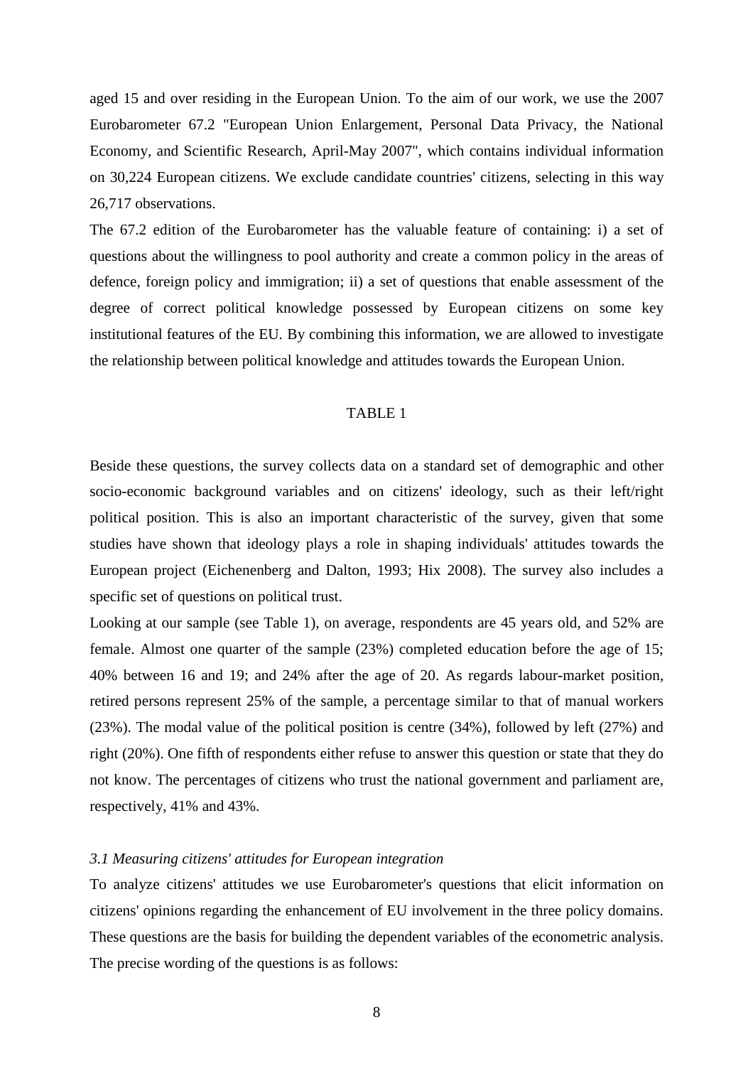aged 15 and over residing in the European Union. To the aim of our work, we use the 2007 Eurobarometer 67.2 "European Union Enlargement, Personal Data Privacy, the National Economy, and Scientific Research, April-May 2007", which contains individual information on 30,224 European citizens. We exclude candidate countries' citizens, selecting in this way 26,717 observations.

The 67.2 edition of the Eurobarometer has the valuable feature of containing: i) a set of questions about the willingness to pool authority and create a common policy in the areas of defence, foreign policy and immigration; ii) a set of questions that enable assessment of the degree of correct political knowledge possessed by European citizens on some key institutional features of the EU. By combining this information, we are allowed to investigate the relationship between political knowledge and attitudes towards the European Union.

TABLE 1

Beside these questions, the survey collects data on a standard set of demographic and other socio-economic background variables and on citizens' ideology, such as their left/right political position. This is also an important characteristic of the survey, given that some studies have shown that ideology plays a role in shaping individuals' attitudes towards the European project (Eichenenberg and Dalton, 1993; Hix 2008). The survey also includes a specific set of questions on political trust.

Looking at our sample (see Table 1), on average, respondents are 45 years old, and 52% are female. Almost one quarter of the sample (23%) completed education before the age of 15; 40% between 16 and 19; and 24% after the age of 20. As regards labour-market position, retired persons represent 25% of the sample, a percentage similar to that of manual workers (23%). The modal value of the political position is centre (34%), followed by left (27%) and right (20%). One fifth of respondents either refuse to answer this question or state that they do not know. The percentages of citizens who trust the national government and parliament are, respectively, 41% and 43%.

### *3.1 Measuring citizens' attitudes for European integration*

To analyze citizens' attitudes we use Eurobarometer's questions that elicit information on citizens' opinions regarding the enhancement of EU involvement in the three policy domains. These questions are the basis for building the dependent variables of the econometric analysis. The precise wording of the questions is as follows: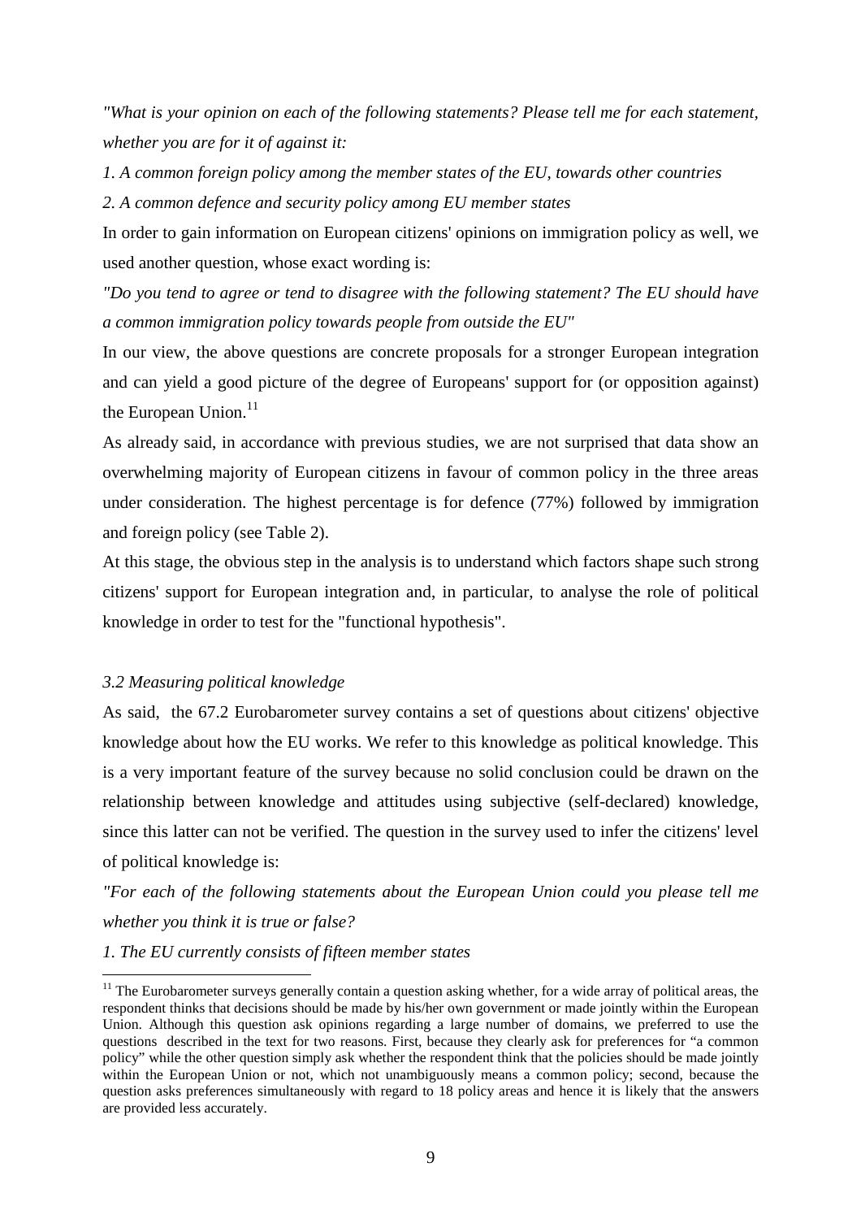*"What is your opinion on each of the following statements? Please tell me for each statement, whether you are for it of against it:*

*1. A common foreign policy among the member states of the EU, towards other countries*

*2. A common defence and security policy among EU member states*

In order to gain information on European citizens' opinions on immigration policy as well, we used another question, whose exact wording is:

*"Do you tend to agree or tend to disagree with the following statement? The EU should have a common immigration policy towards people from outside the EU"*

In our view, the above questions are concrete proposals for a stronger European integration and can yield a good picture of the degree of Europeans' support for (or opposition against) the European Union.[11]

As already said, in accordance with previous studies, we are not surprised that data show an overwhelming majority of European citizens in favour of common policy in the three areas under consideration. The highest percentage is for defence (77%) followed by immigration and foreign policy (see Table 2).

At this stage, the obvious step in the analysis is to understand which factors shape such strong citizens' support for European integration and, in particular, to analyse the role of political knowledge in order to test for the "functional hypothesis".

### *3.2 Measuring political knowledge*

As said, the 67.2 Eurobarometer survey contains a set of questions about citizens' objective knowledge about how the EU works. We refer to this knowledge as political knowledge. This is a very important feature of the survey because no solid conclusion could be drawn on the relationship between knowledge and attitudes using subjective (self-declared) knowledge, since this latter can not be verified. The question in the survey used to infer the citizens' level of political knowledge is:

*"For each of the following statements about the European Union could you please tell me whether you think it is true or false?*

*1. The EU currently consists of fifteen member states*

---

[11] The Eurobarometer surveys generally contain a question asking whether, for a wide array of political areas, the respondent thinks that decisions should be made by his/her own government or made jointly within the European Union. Although this question ask opinions regarding a large number of domains, we preferred to use the questions described in the text for two reasons. First, because they clearly ask for preferences for "a common policy" while the other question simply ask whether the respondent think that the policies should be made jointly within the European Union or not, which not unambiguously means a common policy; second, because the question asks preferences simultaneously with regard to 18 policy areas and hence it is likely that the answers are provided less accurately.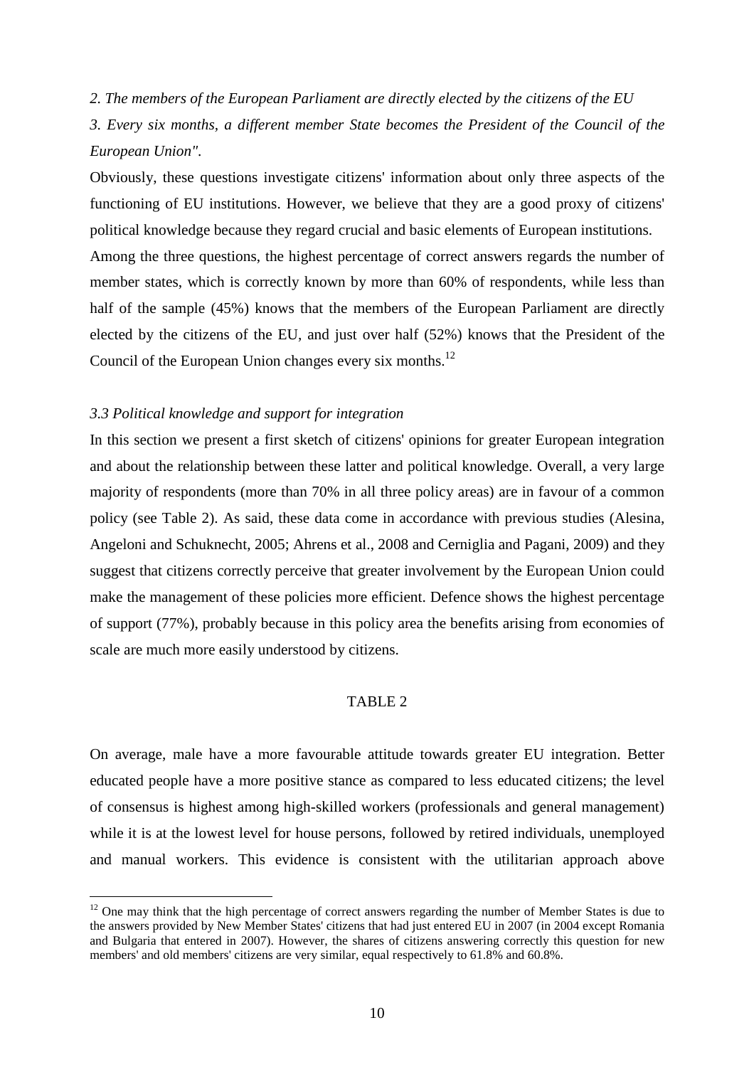*2. The members of the European Parliament are directly elected by the citizens of the EU*

*3. Every six months, a different member State becomes the President of the Council of the European Union".*

Obviously, these questions investigate citizens' information about only three aspects of the functioning of EU institutions. However, we believe that they are a good proxy of citizens' political knowledge because they regard crucial and basic elements of European institutions.

Among the three questions, the highest percentage of correct answers regards the number of member states, which is correctly known by more than 60% of respondents, while less than half of the sample (45%) knows that the members of the European Parliament are directly elected by the citizens of the EU, and just over half (52%) knows that the President of the Council of the European Union changes every six months.[12]

### *3.3 Political knowledge and support for integration*

In this section we present a first sketch of citizens' opinions for greater European integration and about the relationship between these latter and political knowledge. Overall, a very large majority of respondents (more than 70% in all three policy areas) are in favour of a common policy (see Table 2). As said, these data come in accordance with previous studies (Alesina, Angeloni and Schuknecht, 2005; Ahrens et al., 2008 and Cerniglia and Pagani, 2009) and they suggest that citizens correctly perceive that greater involvement by the European Union could make the management of these policies more efficient. Defence shows the highest percentage of support (77%), probably because in this policy area the benefits arising from economies of scale are much more easily understood by citizens.

TABLE 2

On average, male have a more favourable attitude towards greater EU integration. Better educated people have a more positive stance as compared to less educated citizens; the level of consensus is highest among high-skilled workers (professionals and general management) while it is at the lowest level for house persons, followed by retired individuals, unemployed and manual workers. This evidence is consistent with the utilitarian approach above

[12] One may think that the high percentage of correct answers regarding the number of Member States is due to the answers provided by New Member States' citizens that had just entered EU in 2007 (in 2004 except Romania and Bulgaria that entered in 2007). However, the shares of citizens answering correctly this question for new members' and old members' citizens are very similar, equal respectively to 61.8% and 60.8%.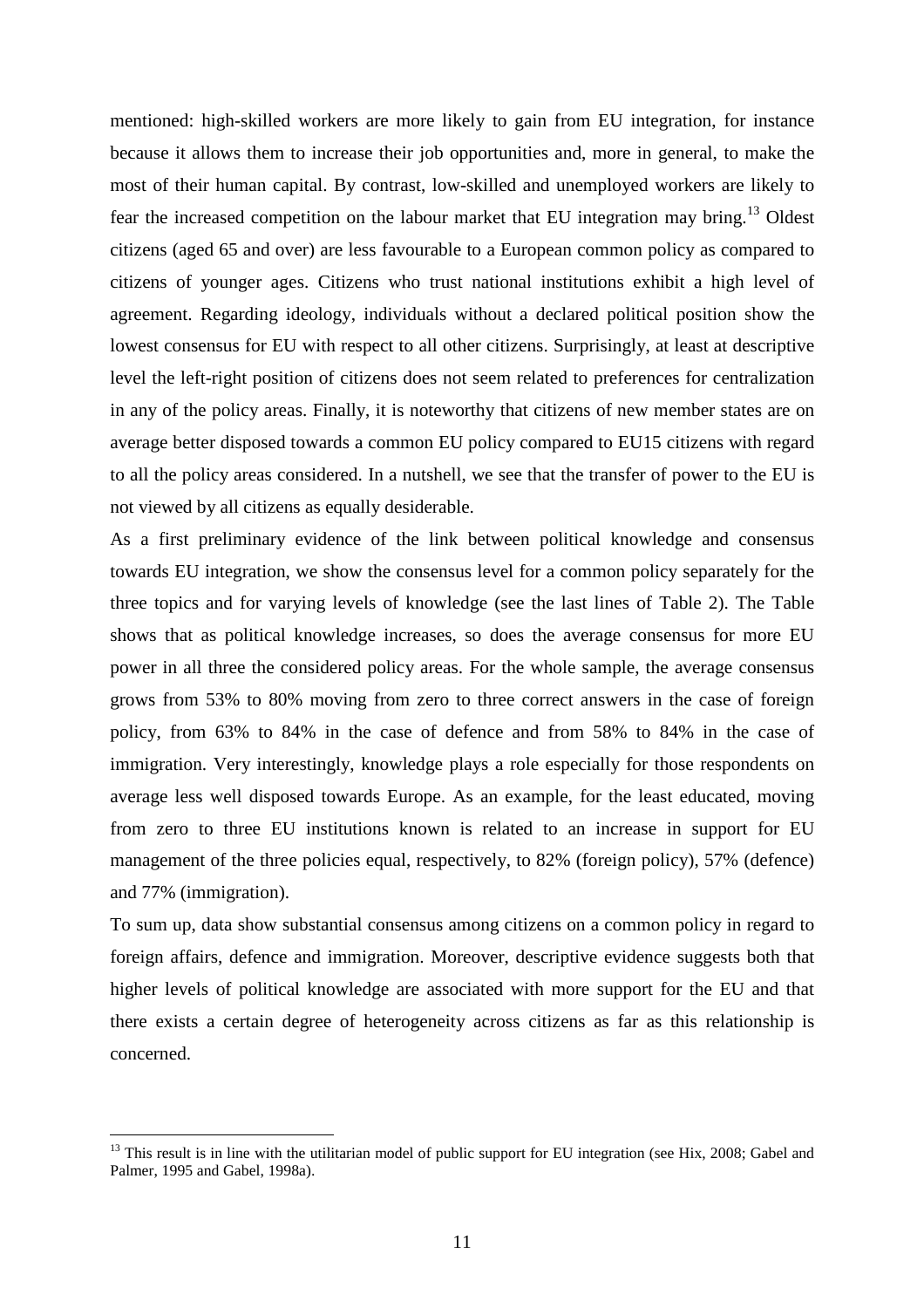mentioned: high-skilled workers are more likely to gain from EU integration, for instance because it allows them to increase their job opportunities and, more in general, to make the most of their human capital. By contrast, low-skilled and unemployed workers are likely to fear the increased competition on the labour market that EU integration may bring.[13] Oldest citizens (aged 65 and over) are less favourable to a European common policy as compared to citizens of younger ages. Citizens who trust national institutions exhibit a high level of agreement. Regarding ideology, individuals without a declared political position show the lowest consensus for EU with respect to all other citizens. Surprisingly, at least at descriptive level the left-right position of citizens does not seem related to preferences for centralization in any of the policy areas. Finally, it is noteworthy that citizens of new member states are on average better disposed towards a common EU policy compared to EU15 citizens with regard to all the policy areas considered. In a nutshell, we see that the transfer of power to the EU is not viewed by all citizens as equally desiderable.

As a first preliminary evidence of the link between political knowledge and consensus towards EU integration, we show the consensus level for a common policy separately for the three topics and for varying levels of knowledge (see the last lines of Table 2). The Table shows that as political knowledge increases, so does the average consensus for more EU power in all three the considered policy areas. For the whole sample, the average consensus grows from 53% to 80% moving from zero to three correct answers in the case of foreign policy, from 63% to 84% in the case of defence and from 58% to 84% in the case of immigration. Very interestingly, knowledge plays a role especially for those respondents on average less well disposed towards Europe. As an example, for the least educated, moving from zero to three EU institutions known is related to an increase in support for EU management of the three policies equal, respectively, to 82% (foreign policy), 57% (defence) and 77% (immigration).

To sum up, data show substantial consensus among citizens on a common policy in regard to foreign affairs, defence and immigration. Moreover, descriptive evidence suggests both that higher levels of political knowledge are associated with more support for the EU and that there exists a certain degree of heterogeneity across citizens as far as this relationship is concerned.

---

[13] This result is in line with the utilitarian model of public support for EU integration (see Hix, 2008; Gabel and Palmer, 1995 and Gabel, 1998a).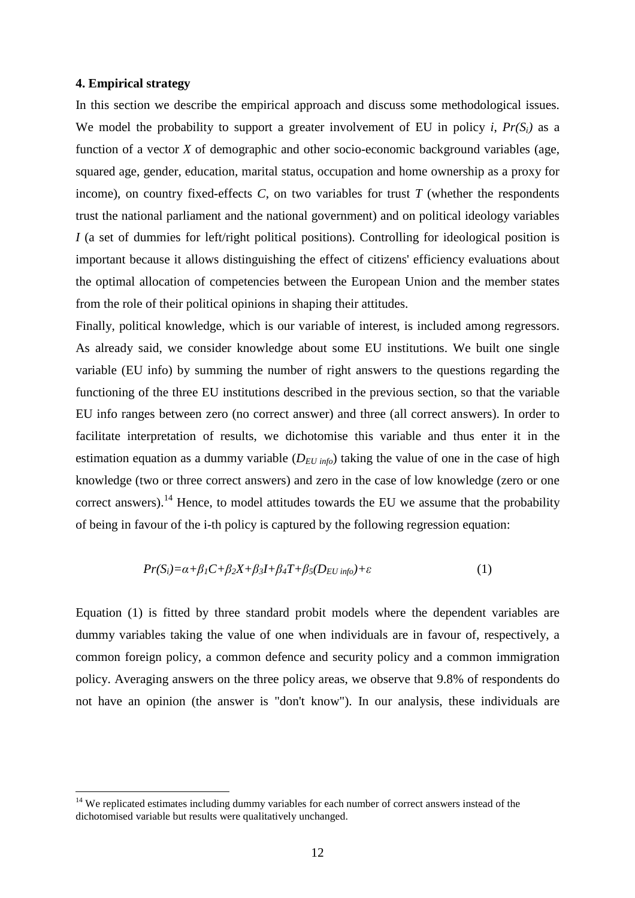### 4. Empirical strategy

In this section we describe the empirical approach and discuss some methodological issues. We model the probability to support a greater involvement of EU in policy $i$, $Pr(S_i)$ as a function of a vector $X$ of demographic and other socio-economic background variables (age, squared age, gender, education, marital status, occupation and home ownership as a proxy for income), on country fixed-effects $C$, on two variables for trust $T$ (whether the respondents trust the national parliament and the national government) and on political ideology variables $I$ (a set of dummies for left/right political positions). Controlling for ideological position is important because it allows distinguishing the effect of citizens' efficiency evaluations about the optimal allocation of competencies between the European Union and the member states from the role of their political opinions in shaping their attitudes.

Finally, political knowledge, which is our variable of interest, is included among regressors. As already said, we consider knowledge about some EU institutions. We built one single variable (EU info) by summing the number of right answers to the questions regarding the functioning of the three EU institutions described in the previous section, so that the variable EU info ranges between zero (no correct answer) and three (all correct answers). In order to facilitate interpretation of results, we dichotomise this variable and thus enter it in the estimation equation as a dummy variable ($D_{EU\ info}$) taking the value of one in the case of high knowledge (two or three correct answers) and zero in the case of low knowledge (zero or one correct answers).[14] Hence, to model attitudes towards the EU we assume that the probability of being in favour of the i-th policy is captured by the following regression equation:

$$Pr(S_i)=\alpha+\beta_1 C+\beta_2 X+\beta_3 I+\beta_4 T+\beta_5 (D_{EU\ info})+\varepsilon \qquad (1)$$

Equation (1) is fitted by three standard probit models where the dependent variables are dummy variables taking the value of one when individuals are in favour of, respectively, a common foreign policy, a common defence and security policy and a common immigration policy. Averaging answers on the three policy areas, we observe that 9.8% of respondents do not have an opinion (the answer is "don't know"). In our analysis, these individuals are

[14] We replicated estimates including dummy variables for each number of correct answers instead of the dichotomised variable but results were qualitatively unchanged.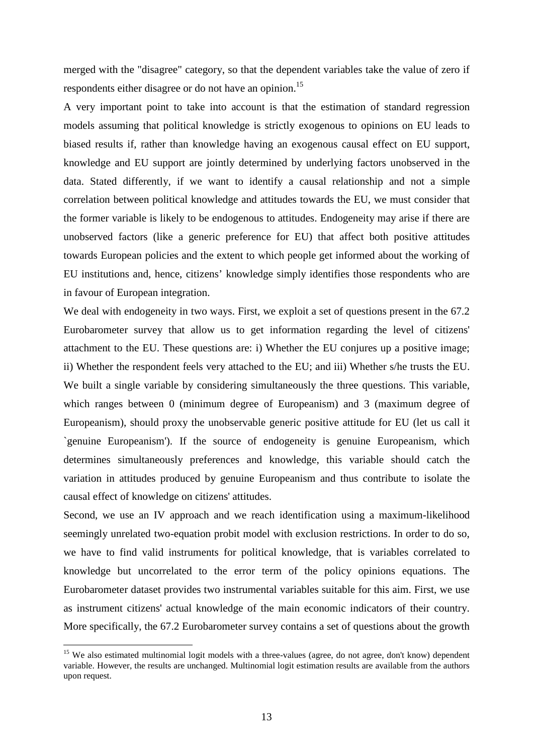merged with the "disagree" category, so that the dependent variables take the value of zero if respondents either disagree or do not have an opinion.[15]

A very important point to take into account is that the estimation of standard regression models assuming that political knowledge is strictly exogenous to opinions on EU leads to biased results if, rather than knowledge having an exogenous causal effect on EU support, knowledge and EU support are jointly determined by underlying factors unobserved in the data. Stated differently, if we want to identify a causal relationship and not a simple correlation between political knowledge and attitudes towards the EU, we must consider that the former variable is likely to be endogenous to attitudes. Endogeneity may arise if there are unobserved factors (like a generic preference for EU) that affect both positive attitudes towards European policies and the extent to which people get informed about the working of EU institutions and, hence, citizens' knowledge simply identifies those respondents who are in favour of European integration.

We deal with endogeneity in two ways. First, we exploit a set of questions present in the 67.2 Eurobarometer survey that allow us to get information regarding the level of citizens' attachment to the EU. These questions are: i) Whether the EU conjures up a positive image; ii) Whether the respondent feels very attached to the EU; and iii) Whether s/he trusts the EU. We built a single variable by considering simultaneously the three questions. This variable, which ranges between 0 (minimum degree of Europeanism) and 3 (maximum degree of Europeanism), should proxy the unobservable generic positive attitude for EU (let us call it `genuine Europeanism'). If the source of endogeneity is genuine Europeanism, which determines simultaneously preferences and knowledge, this variable should catch the variation in attitudes produced by genuine Europeanism and thus contribute to isolate the causal effect of knowledge on citizens' attitudes.

Second, we use an IV approach and we reach identification using a maximum-likelihood seemingly unrelated two-equation probit model with exclusion restrictions. In order to do so, we have to find valid instruments for political knowledge, that is variables correlated to knowledge but uncorrelated to the error term of the policy opinions equations. The Eurobarometer dataset provides two instrumental variables suitable for this aim. First, we use as instrument citizens' actual knowledge of the main economic indicators of their country. More specifically, the 67.2 Eurobarometer survey contains a set of questions about the growth

[15] We also estimated multinomial logit models with a three-values (agree, do not agree, don't know) dependent variable. However, the results are unchanged. Multinomial logit estimation results are available from the authors upon request.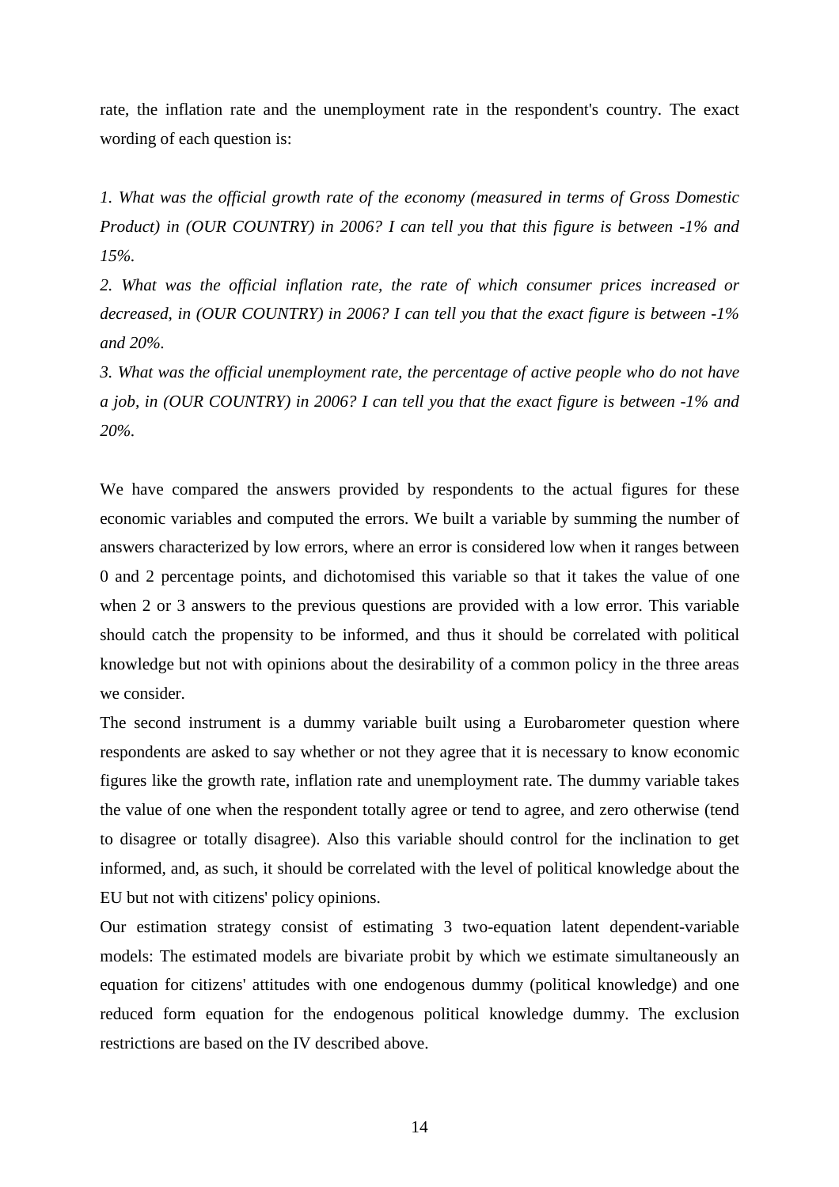rate, the inflation rate and the unemployment rate in the respondent's country. The exact wording of each question is:

*1. What was the official growth rate of the economy (measured in terms of Gross Domestic Product) in (OUR COUNTRY) in 2006? I can tell you that this figure is between -1% and 15%.*

*2. What was the official inflation rate, the rate of which consumer prices increased or decreased, in (OUR COUNTRY) in 2006? I can tell you that the exact figure is between -1% and 20%.*

*3. What was the official unemployment rate, the percentage of active people who do not have a job, in (OUR COUNTRY) in 2006? I can tell you that the exact figure is between -1% and 20%.*

We have compared the answers provided by respondents to the actual figures for these economic variables and computed the errors. We built a variable by summing the number of answers characterized by low errors, where an error is considered low when it ranges between 0 and 2 percentage points, and dichotomised this variable so that it takes the value of one when 2 or 3 answers to the previous questions are provided with a low error. This variable should catch the propensity to be informed, and thus it should be correlated with political knowledge but not with opinions about the desirability of a common policy in the three areas we consider.

The second instrument is a dummy variable built using a Eurobarometer question where respondents are asked to say whether or not they agree that it is necessary to know economic figures like the growth rate, inflation rate and unemployment rate. The dummy variable takes the value of one when the respondent totally agree or tend to agree, and zero otherwise (tend to disagree or totally disagree). Also this variable should control for the inclination to get informed, and, as such, it should be correlated with the level of political knowledge about the EU but not with citizens' policy opinions.

Our estimation strategy consist of estimating 3 two-equation latent dependent-variable models: The estimated models are bivariate probit by which we estimate simultaneously an equation for citizens' attitudes with one endogenous dummy (political knowledge) and one reduced form equation for the endogenous political knowledge dummy. The exclusion restrictions are based on the IV described above.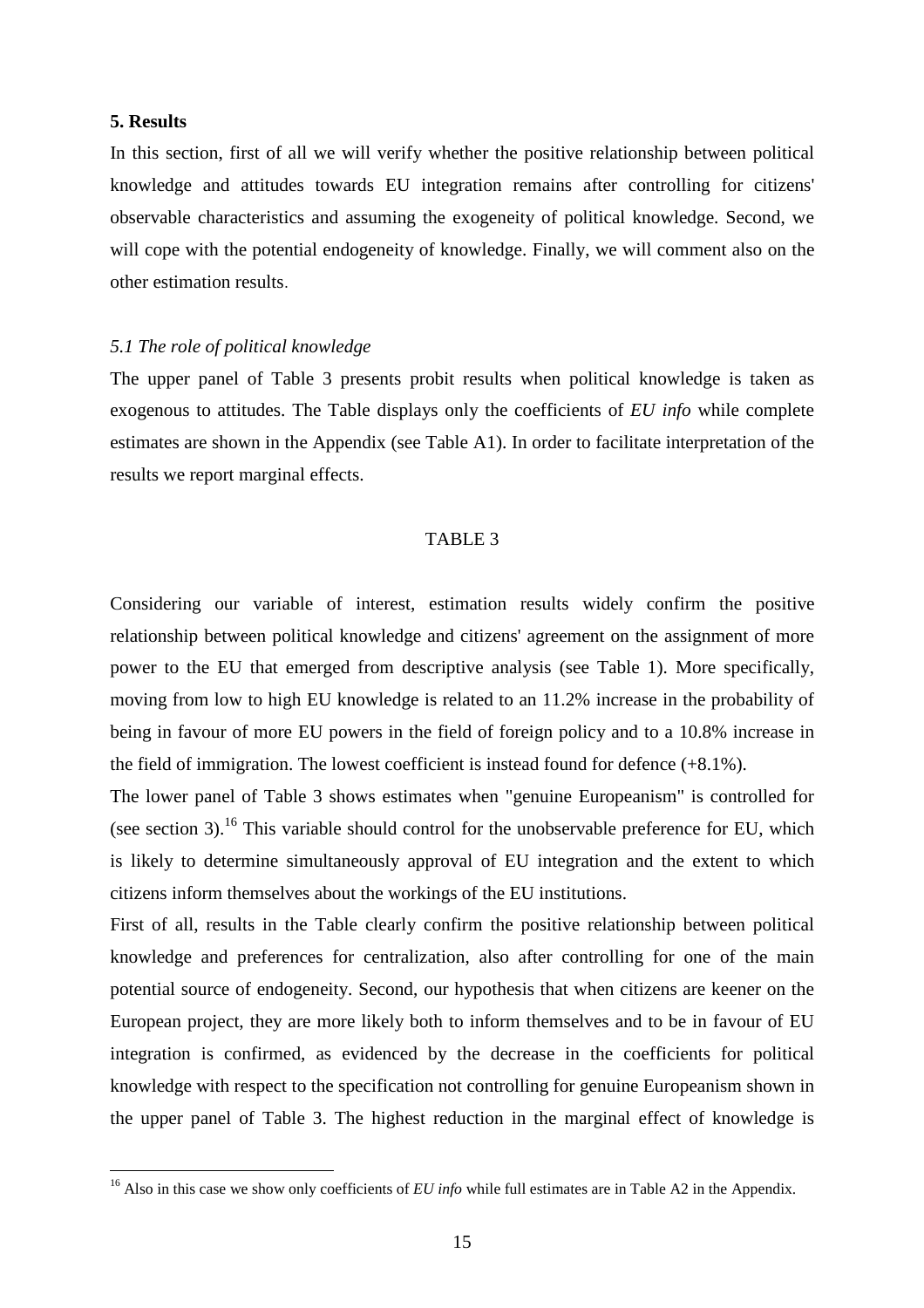## 5. Results

In this section, first of all we will verify whether the positive relationship between political knowledge and attitudes towards EU integration remains after controlling for citizens' observable characteristics and assuming the exogeneity of political knowledge. Second, we will cope with the potential endogeneity of knowledge. Finally, we will comment also on the other estimation results.

### *5.1 The role of political knowledge*

The upper panel of Table 3 presents probit results when political knowledge is taken as exogenous to attitudes. The Table displays only the coefficients of *EU info* while complete estimates are shown in the Appendix (see Table A1). In order to facilitate interpretation of the results we report marginal effects.

TABLE 3

Considering our variable of interest, estimation results widely confirm the positive relationship between political knowledge and citizens' agreement on the assignment of more power to the EU that emerged from descriptive analysis (see Table 1). More specifically, moving from low to high EU knowledge is related to an 11.2% increase in the probability of being in favour of more EU powers in the field of foreign policy and to a 10.8% increase in the field of immigration. The lowest coefficient is instead found for defence (+8.1%).

The lower panel of Table 3 shows estimates when "genuine Europeanism" is controlled for (see section 3).[16] This variable should control for the unobservable preference for EU, which is likely to determine simultaneously approval of EU integration and the extent to which citizens inform themselves about the workings of the EU institutions.

First of all, results in the Table clearly confirm the positive relationship between political knowledge and preferences for centralization, also after controlling for one of the main potential source of endogeneity. Second, our hypothesis that when citizens are keener on the European project, they are more likely both to inform themselves and to be in favour of EU integration is confirmed, as evidenced by the decrease in the coefficients for political knowledge with respect to the specification not controlling for genuine Europeanism shown in the upper panel of Table 3. The highest reduction in the marginal effect of knowledge is

[16] Also in this case we show only coefficients of *EU info* while full estimates are in Table A2 in the Appendix.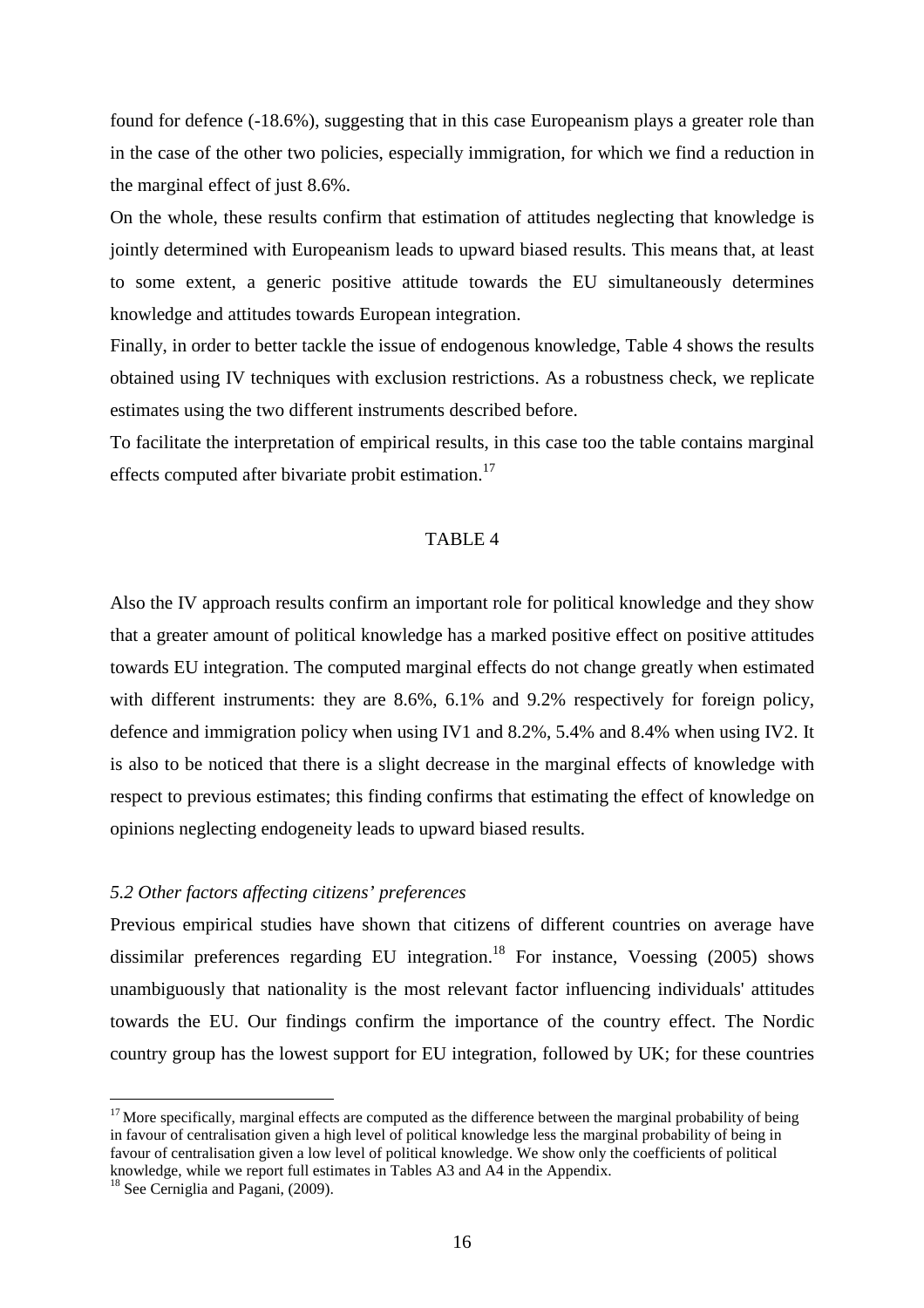found for defence (-18.6%), suggesting that in this case Europeanism plays a greater role than in the case of the other two policies, especially immigration, for which we find a reduction in the marginal effect of just 8.6%.

On the whole, these results confirm that estimation of attitudes neglecting that knowledge is jointly determined with Europeanism leads to upward biased results. This means that, at least to some extent, a generic positive attitude towards the EU simultaneously determines knowledge and attitudes towards European integration.

Finally, in order to better tackle the issue of endogenous knowledge, Table 4 shows the results obtained using IV techniques with exclusion restrictions. As a robustness check, we replicate estimates using the two different instruments described before.

To facilitate the interpretation of empirical results, in this case too the table contains marginal effects computed after bivariate probit estimation.[17]

TABLE 4

Also the IV approach results confirm an important role for political knowledge and they show that a greater amount of political knowledge has a marked positive effect on positive attitudes towards EU integration. The computed marginal effects do not change greatly when estimated with different instruments: they are 8.6%, 6.1% and 9.2% respectively for foreign policy, defence and immigration policy when using IV1 and 8.2%, 5.4% and 8.4% when using IV2. It is also to be noticed that there is a slight decrease in the marginal effects of knowledge with respect to previous estimates; this finding confirms that estimating the effect of knowledge on opinions neglecting endogeneity leads to upward biased results.

### *5.2 Other factors affecting citizens' preferences*

Previous empirical studies have shown that citizens of different countries on average have dissimilar preferences regarding EU integration.[18] For instance, Voessing (2005) shows unambiguously that nationality is the most relevant factor influencing individuals' attitudes towards the EU. Our findings confirm the importance of the country effect. The Nordic country group has the lowest support for EU integration, followed by UK; for these countries

[17] More specifically, marginal effects are computed as the difference between the marginal probability of being in favour of centralisation given a high level of political knowledge less the marginal probability of being in favour of centralisation given a low level of political knowledge. We show only the coefficients of political knowledge, while we report full estimates in Tables A3 and A4 in the Appendix.

[18] See Cerniglia and Pagani, (2009).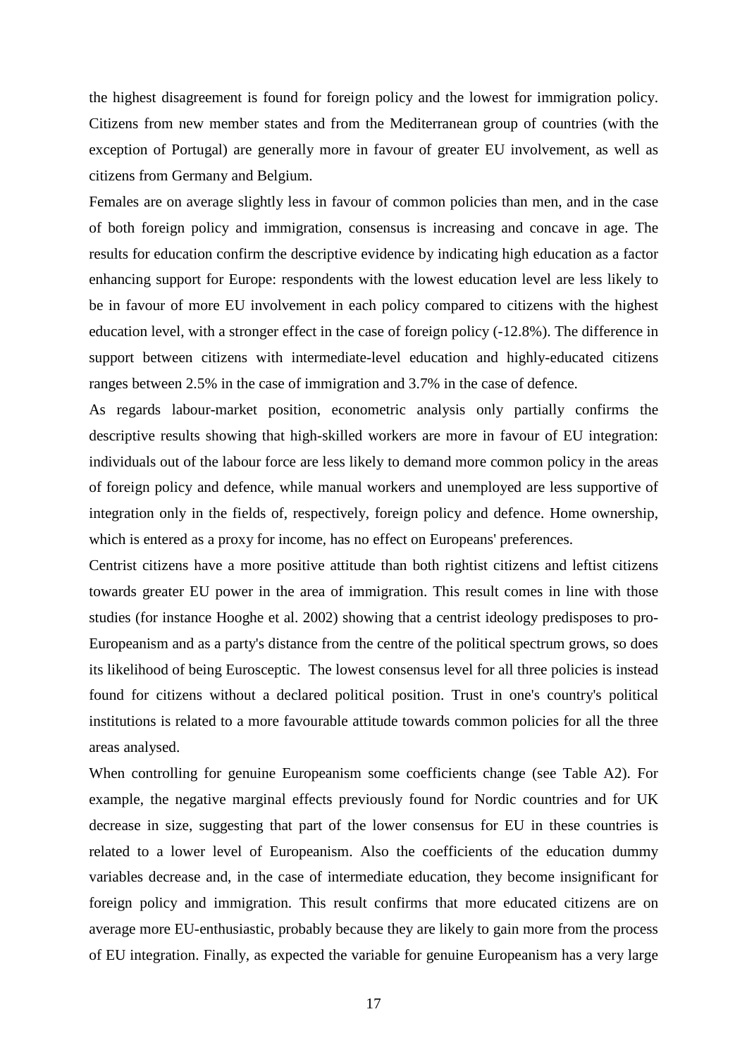the highest disagreement is found for foreign policy and the lowest for immigration policy. Citizens from new member states and from the Mediterranean group of countries (with the exception of Portugal) are generally more in favour of greater EU involvement, as well as citizens from Germany and Belgium.

Females are on average slightly less in favour of common policies than men, and in the case of both foreign policy and immigration, consensus is increasing and concave in age. The results for education confirm the descriptive evidence by indicating high education as a factor enhancing support for Europe: respondents with the lowest education level are less likely to be in favour of more EU involvement in each policy compared to citizens with the highest education level, with a stronger effect in the case of foreign policy (-12.8%). The difference in support between citizens with intermediate-level education and highly-educated citizens ranges between 2.5% in the case of immigration and 3.7% in the case of defence.

As regards labour-market position, econometric analysis only partially confirms the descriptive results showing that high-skilled workers are more in favour of EU integration: individuals out of the labour force are less likely to demand more common policy in the areas of foreign policy and defence, while manual workers and unemployed are less supportive of integration only in the fields of, respectively, foreign policy and defence. Home ownership, which is entered as a proxy for income, has no effect on Europeans' preferences.

Centrist citizens have a more positive attitude than both rightist citizens and leftist citizens towards greater EU power in the area of immigration. This result comes in line with those studies (for instance Hooghe et al. 2002) showing that a centrist ideology predisposes to pro-Europeanism and as a party's distance from the centre of the political spectrum grows, so does its likelihood of being Eurosceptic. The lowest consensus level for all three policies is instead found for citizens without a declared political position. Trust in one's country's political institutions is related to a more favourable attitude towards common policies for all the three areas analysed.

When controlling for genuine Europeanism some coefficients change (see Table A2). For example, the negative marginal effects previously found for Nordic countries and for UK decrease in size, suggesting that part of the lower consensus for EU in these countries is related to a lower level of Europeanism. Also the coefficients of the education dummy variables decrease and, in the case of intermediate education, they become insignificant for foreign policy and immigration. This result confirms that more educated citizens are on average more EU-enthusiastic, probably because they are likely to gain more from the process of EU integration. Finally, as expected the variable for genuine Europeanism has a very large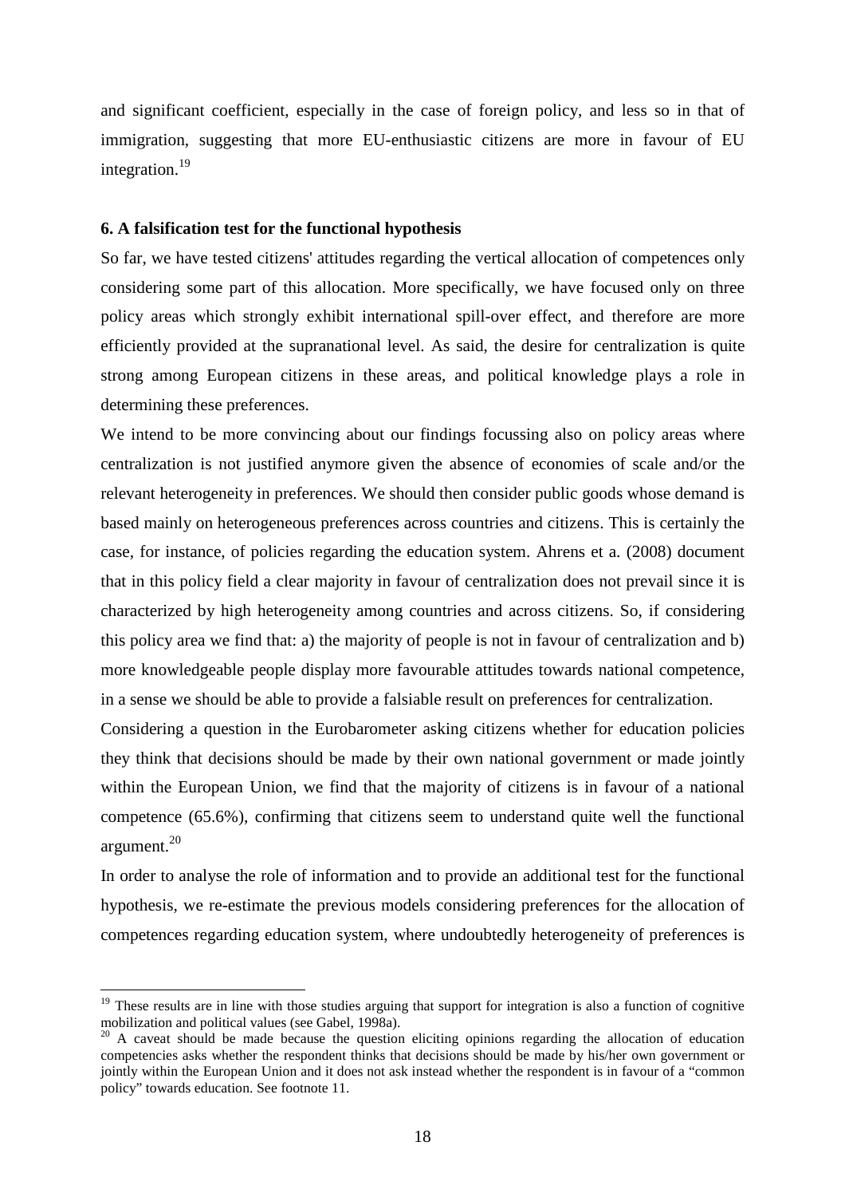and significant coefficient, especially in the case of foreign policy, and less so in that of immigration, suggesting that more EU-enthusiastic citizens are more in favour of EU integration.[19]

### 6. A falsification test for the functional hypothesis

So far, we have tested citizens' attitudes regarding the vertical allocation of competences only considering some part of this allocation. More specifically, we have focused only on three policy areas which strongly exhibit international spill-over effect, and therefore are more efficiently provided at the supranational level. As said, the desire for centralization is quite strong among European citizens in these areas, and political knowledge plays a role in determining these preferences.

We intend to be more convincing about our findings focussing also on policy areas where centralization is not justified anymore given the absence of economies of scale and/or the relevant heterogeneity in preferences. We should then consider public goods whose demand is based mainly on heterogeneous preferences across countries and citizens. This is certainly the case, for instance, of policies regarding the education system. Ahrens et a. (2008) document that in this policy field a clear majority in favour of centralization does not prevail since it is characterized by high heterogeneity among countries and across citizens. So, if considering this policy area we find that: a) the majority of people is not in favour of centralization and b) more knowledgeable people display more favourable attitudes towards national competence, in a sense we should be able to provide a falsiable result on preferences for centralization.

Considering a question in the Eurobarometer asking citizens whether for education policies they think that decisions should be made by their own national government or made jointly within the European Union, we find that the majority of citizens is in favour of a national competence (65.6%), confirming that citizens seem to understand quite well the functional argument.[20]

In order to analyse the role of information and to provide an additional test for the functional hypothesis, we re-estimate the previous models considering preferences for the allocation of competences regarding education system, where undoubtedly heterogeneity of preferences is

---

[19] These results are in line with those studies arguing that support for integration is also a function of cognitive mobilization and political values (see Gabel, 1998a).

[20] A caveat should be made because the question eliciting opinions regarding the allocation of education competencies asks whether the respondent thinks that decisions should be made by his/her own government or jointly within the European Union and it does not ask instead whether the respondent is in favour of a "common policy" towards education. See footnote 11.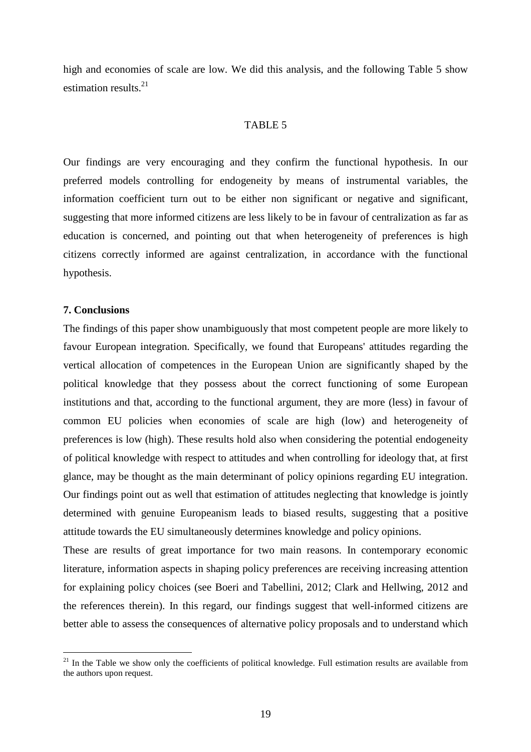high and economies of scale are low. We did this analysis, and the following Table 5 show estimation results.[21]

TABLE 5

Our findings are very encouraging and they confirm the functional hypothesis. In our preferred models controlling for endogeneity by means of instrumental variables, the information coefficient turn out to be either non significant or negative and significant, suggesting that more informed citizens are less likely to be in favour of centralization as far as education is concerned, and pointing out that when heterogeneity of preferences is high citizens correctly informed are against centralization, in accordance with the functional hypothesis.

## 7. Conclusions

The findings of this paper show unambiguously that most competent people are more likely to favour European integration. Specifically, we found that Europeans' attitudes regarding the vertical allocation of competences in the European Union are significantly shaped by the political knowledge that they possess about the correct functioning of some European institutions and that, according to the functional argument, they are more (less) in favour of common EU policies when economies of scale are high (low) and heterogeneity of preferences is low (high). These results hold also when considering the potential endogeneity of political knowledge with respect to attitudes and when controlling for ideology that, at first glance, may be thought as the main determinant of policy opinions regarding EU integration. Our findings point out as well that estimation of attitudes neglecting that knowledge is jointly determined with genuine Europeanism leads to biased results, suggesting that a positive attitude towards the EU simultaneously determines knowledge and policy opinions.

These are results of great importance for two main reasons. In contemporary economic literature, information aspects in shaping policy preferences are receiving increasing attention for explaining policy choices (see Boeri and Tabellini, 2012; Clark and Hellwing, 2012 and the references therein). In this regard, our findings suggest that well-informed citizens are better able to assess the consequences of alternative policy proposals and to understand which

[21] In the Table we show only the coefficients of political knowledge. Full estimation results are available from the authors upon request.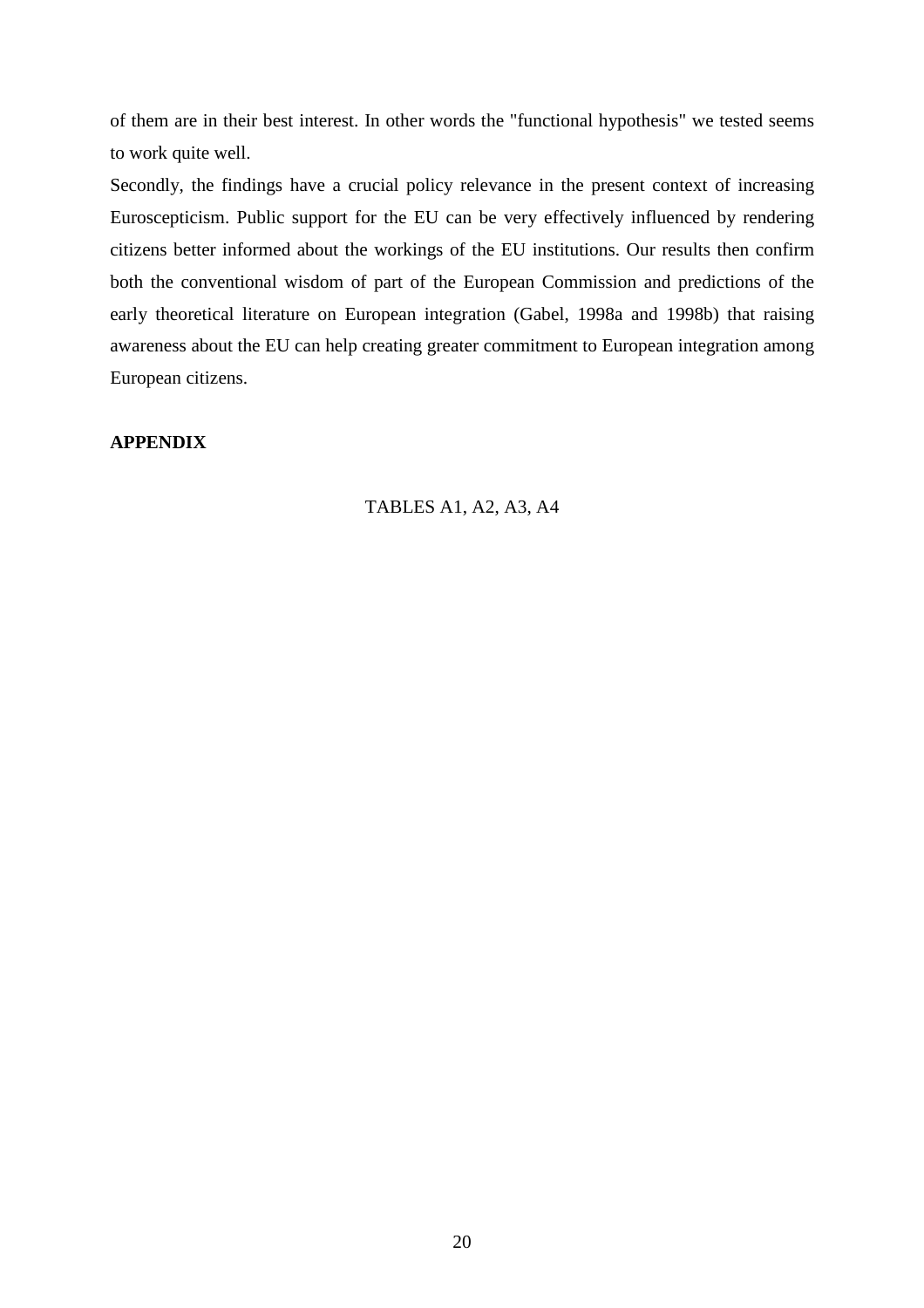of them are in their best interest. In other words the "functional hypothesis" we tested seems to work quite well.

Secondly, the findings have a crucial policy relevance in the present context of increasing Euroscepticism. Public support for the EU can be very effectively influenced by rendering citizens better informed about the workings of the EU institutions. Our results then confirm both the conventional wisdom of part of the European Commission and predictions of the early theoretical literature on European integration (Gabel, 1998a and 1998b) that raising awareness about the EU can help creating greater commitment to European integration among European citizens.

**APPENDIX**

TABLES A1, A2, A3, A4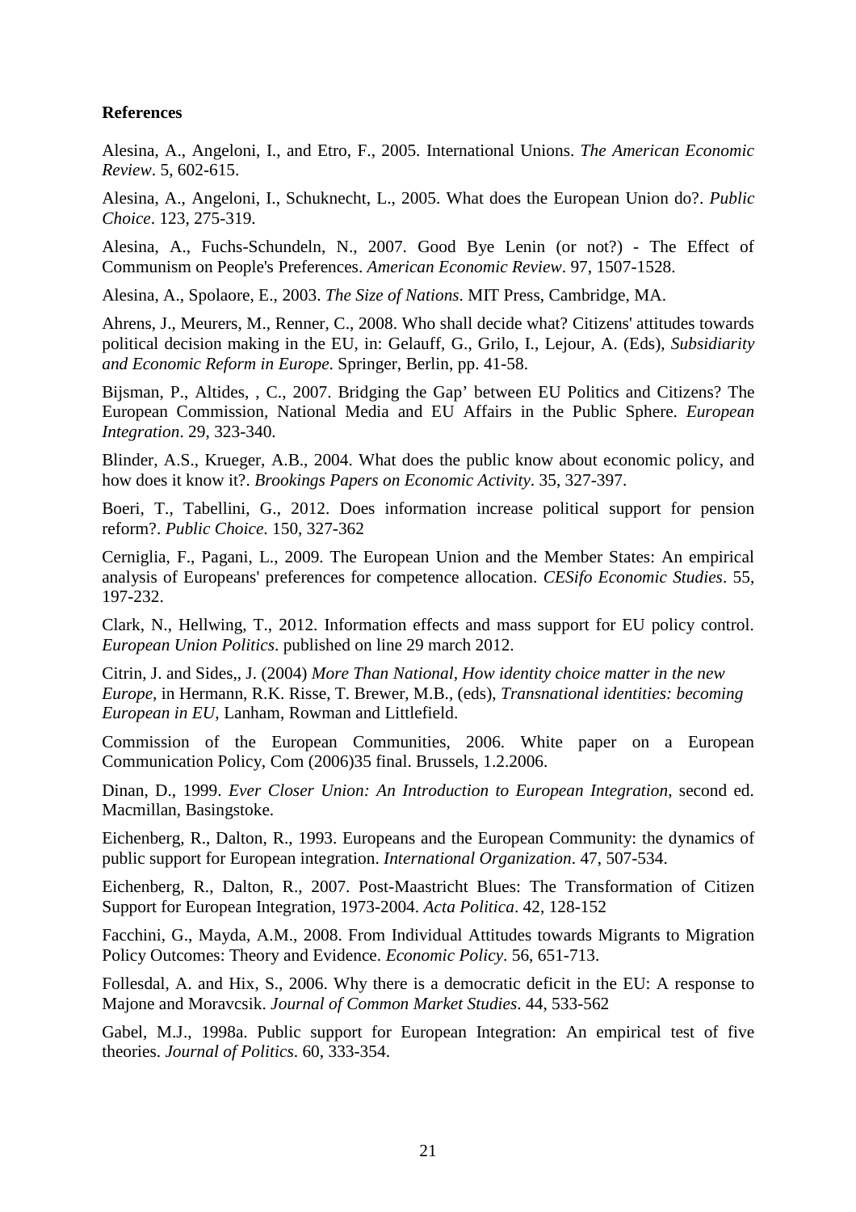**References**

Alesina, A., Angeloni, I., and Etro, F., 2005. International Unions. *The American Economic Review*. 5, 602-615.

Alesina, A., Angeloni, I., Schuknecht, L., 2005. What does the European Union do?. *Public Choice*. 123, 275-319.

Alesina, A., Fuchs-Schundeln, N., 2007. Good Bye Lenin (or not?) - The Effect of Communism on People's Preferences. *American Economic Review*. 97, 1507-1528.

Alesina, A., Spolaore, E., 2003. *The Size of Nations*. MIT Press, Cambridge, MA.

Ahrens, J., Meurers, M., Renner, C., 2008. Who shall decide what? Citizens' attitudes towards political decision making in the EU, in: Gelauff, G., Grilo, I., Lejour, A. (Eds), *Subsidiarity and Economic Reform in Europe*. Springer, Berlin, pp. 41-58.

Bijsman, P., Altides, , C., 2007. Bridging the Gap' between EU Politics and Citizens? The European Commission, National Media and EU Affairs in the Public Sphere. *European Integration*. 29, 323-340.

Blinder, A.S., Krueger, A.B., 2004. What does the public know about economic policy, and how does it know it?. *Brookings Papers on Economic Activity*. 35, 327-397.

Boeri, T., Tabellini, G., 2012. Does information increase political support for pension reform?. *Public Choice*. 150, 327-362

Cerniglia, F., Pagani, L., 2009. The European Union and the Member States: An empirical analysis of Europeans' preferences for competence allocation. *CESifo Economic Studies*. 55, 197-232.

Clark, N., Hellwing, T., 2012. Information effects and mass support for EU policy control. *European Union Politics*. published on line 29 march 2012.

Citrin, J. and Sides,, J. (2004) *More Than National, How identity choice matter in the new Europe,* in Hermann, R.K. Risse, T. Brewer, M.B., (eds), *Transnational identities: becoming European in EU,* Lanham, Rowman and Littlefield.

Commission of the European Communities, 2006. White paper on a European Communication Policy, Com (2006)35 final. Brussels, 1.2.2006.

Dinan, D., 1999. *Ever Closer Union: An Introduction to European Integration*, second ed. Macmillan, Basingstoke.

Eichenberg, R., Dalton, R., 1993. Europeans and the European Community: the dynamics of public support for European integration. *International Organization*. 47, 507-534.

Eichenberg, R., Dalton, R., 2007. Post-Maastricht Blues: The Transformation of Citizen Support for European Integration, 1973-2004. *Acta Politica*. 42, 128-152

Facchini, G., Mayda, A.M., 2008. From Individual Attitudes towards Migrants to Migration Policy Outcomes: Theory and Evidence. *Economic Policy*. 56, 651-713.

Follesdal, A. and Hix, S., 2006. Why there is a democratic deficit in the EU: A response to Majone and Moravcsik. *Journal of Common Market Studies*. 44, 533-562

Gabel, M.J., 1998a. Public support for European Integration: An empirical test of five theories. *Journal of Politics*. 60, 333-354.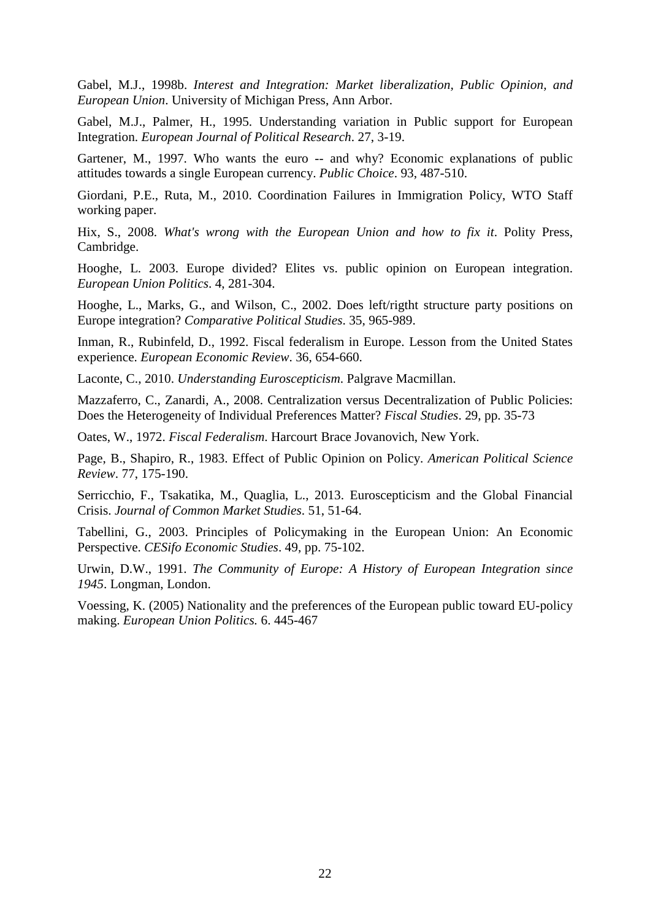Gabel, M.J., 1998b. *Interest and Integration: Market liberalization, Public Opinion, and European Union*. University of Michigan Press, Ann Arbor.

Gabel, M.J., Palmer, H., 1995. Understanding variation in Public support for European Integration. *European Journal of Political Research*. 27, 3-19.

Gartener, M., 1997. Who wants the euro -- and why? Economic explanations of public attitudes towards a single European currency. *Public Choice*. 93, 487-510.

Giordani, P.E., Ruta, M., 2010. Coordination Failures in Immigration Policy, WTO Staff working paper.

Hix, S., 2008. *What's wrong with the European Union and how to fix it*. Polity Press, Cambridge.

Hooghe, L. 2003. Europe divided? Elites vs. public opinion on European integration. *European Union Politics*. 4, 281-304.

Hooghe, L., Marks, G., and Wilson, C., 2002. Does left/rigtht structure party positions on Europe integration? *Comparative Political Studies*. 35, 965-989.

Inman, R., Rubinfeld, D., 1992. Fiscal federalism in Europe. Lesson from the United States experience. *European Economic Review*. 36, 654-660.

Laconte, C., 2010. *Understanding Euroscepticism*. Palgrave Macmillan.

Mazzaferro, C., Zanardi, A., 2008. Centralization versus Decentralization of Public Policies: Does the Heterogeneity of Individual Preferences Matter? *Fiscal Studies*. 29, pp. 35-73

Oates, W., 1972. *Fiscal Federalism*. Harcourt Brace Jovanovich, New York.

Page, B., Shapiro, R., 1983. Effect of Public Opinion on Policy. *American Political Science Review*. 77, 175-190.

Serricchio, F., Tsakatika, M., Quaglia, L., 2013. Euroscepticism and the Global Financial Crisis. *Journal of Common Market Studies*. 51, 51-64.

Tabellini, G., 2003. Principles of Policymaking in the European Union: An Economic Perspective. *CESifo Economic Studies*. 49, pp. 75-102.

Urwin, D.W., 1991. *The Community of Europe: A History of European Integration since 1945*. Longman, London.

Voessing, K. (2005) Nationality and the preferences of the European public toward EU-policy making. *European Union Politics.* 6. 445-467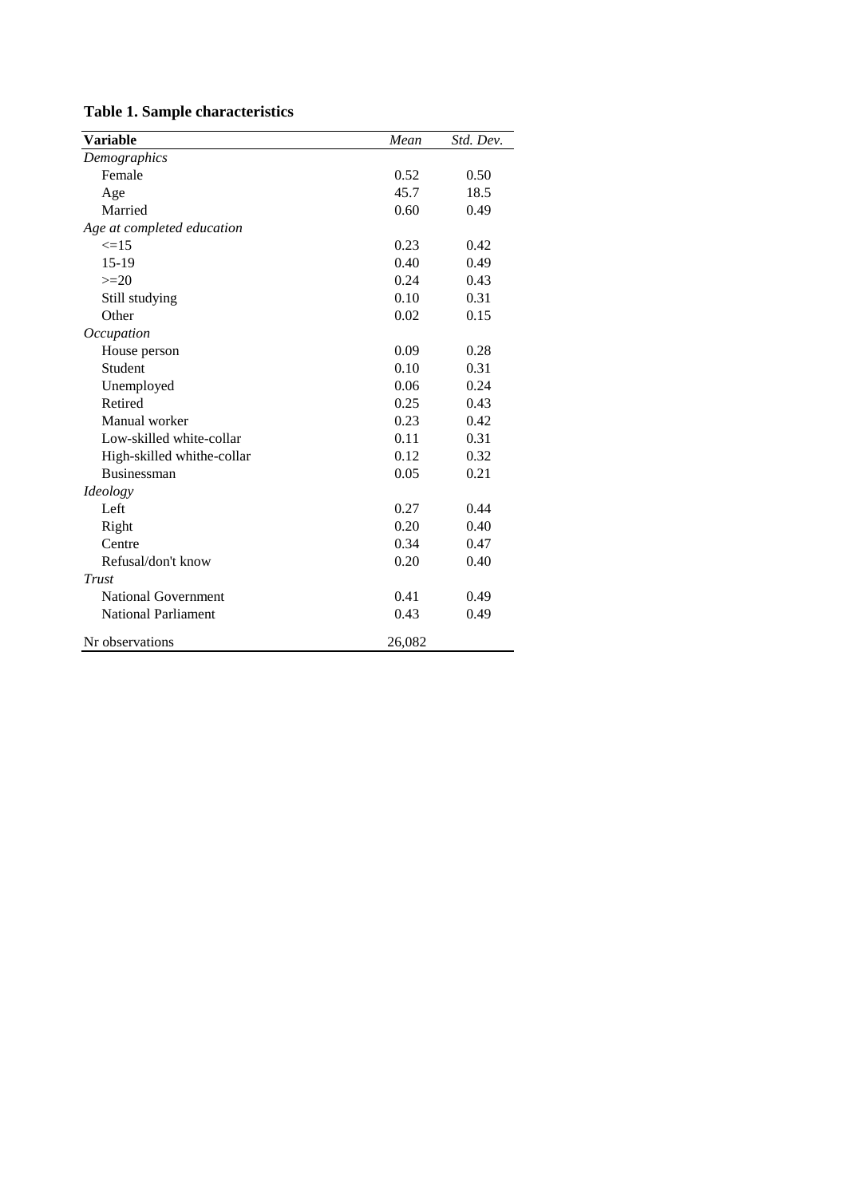**Table 1. Sample characteristics**

| Variable | *Mean* | *Std. Dev.* |
|---|---|---|
| *Demographics* | | |
| Female | 0.52 | 0.50 |
| Age | 45.7 | 18.5 |
| Married | 0.60 | 0.49 |
| *Age at completed education* | | |
| <=15 | 0.23 | 0.42 |
| 15-19 | 0.40 | 0.49 |
| >=20 | 0.24 | 0.43 |
| Still studying | 0.10 | 0.31 |
| Other | 0.02 | 0.15 |
| *Occupation* | | |
| House person | 0.09 | 0.28 |
| Student | 0.10 | 0.31 |
| Unemployed | 0.06 | 0.24 |
| Retired | 0.25 | 0.43 |
| Manual worker | 0.23 | 0.42 |
| Low-skilled white-collar | 0.11 | 0.31 |
| High-skilled whithe-collar | 0.12 | 0.32 |
| Businessman | 0.05 | 0.21 |
| *Ideology* | | |
| Left | 0.27 | 0.44 |
| Right | 0.20 | 0.40 |
| Centre | 0.34 | 0.47 |
| Refusal/don't know | 0.20 | 0.40 |
| *Trust* | | |
| National Government | 0.41 | 0.49 |
| National Parliament | 0.43 | 0.49 |
| Nr observations | 26,082 | |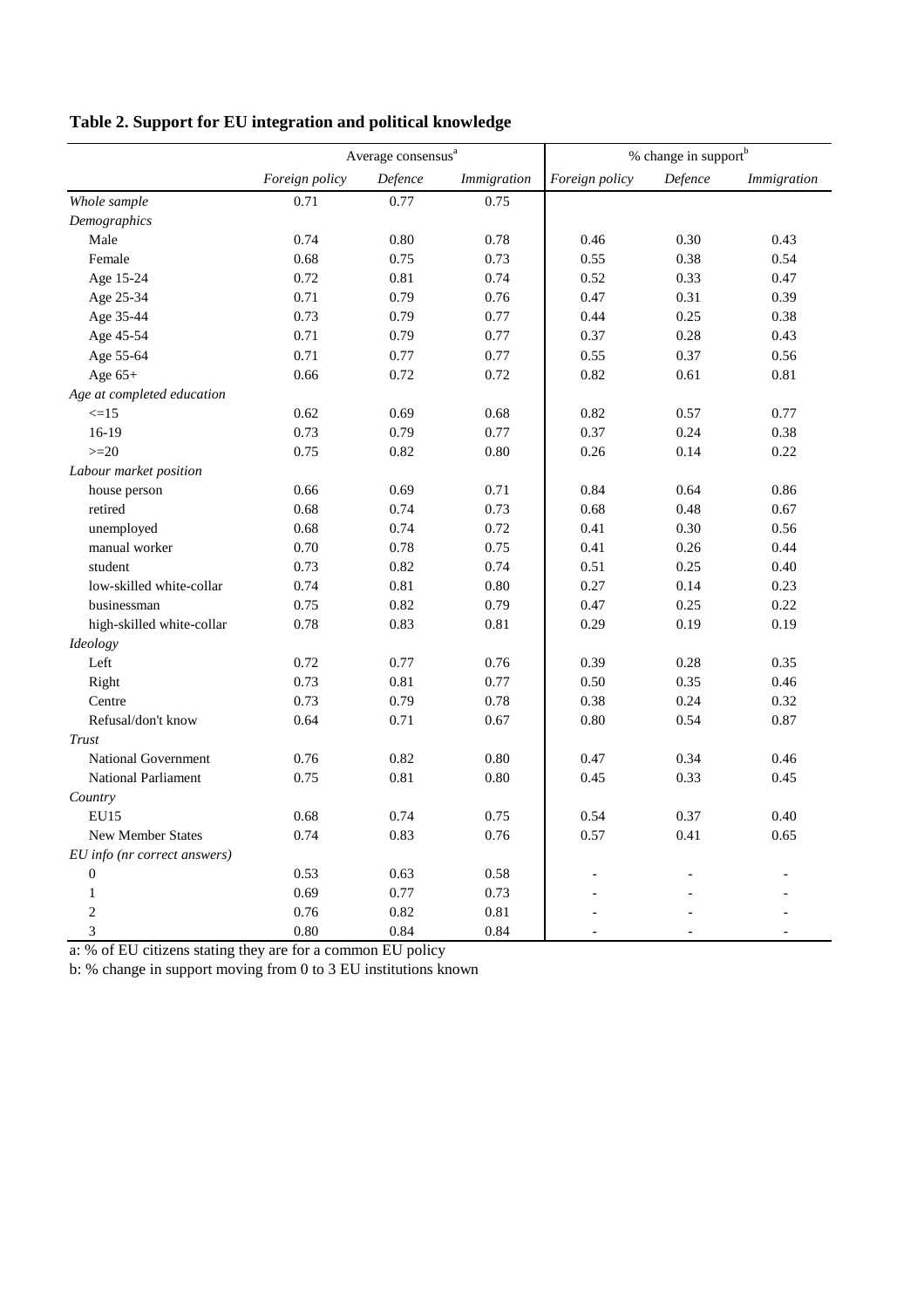**Table 2. Support for EU integration and political knowledge**

| | Average consensus[a] | | | % change in support[b] | | |
|---|---|---|---|---|---|---|
| | *Foreign policy* | *Defence* | *Immigration* | *Foreign policy* | *Defence* | *Immigration* |
| *Whole sample* | 0.71 | 0.77 | 0.75 | | | |
| *Demographics* | | | | | | |
| Male | 0.74 | 0.80 | 0.78 | 0.46 | 0.30 | 0.43 |
| Female | 0.68 | 0.75 | 0.73 | 0.55 | 0.38 | 0.54 |
| Age 15-24 | 0.72 | 0.81 | 0.74 | 0.52 | 0.33 | 0.47 |
| Age 25-34 | 0.71 | 0.79 | 0.76 | 0.47 | 0.31 | 0.39 |
| Age 35-44 | 0.73 | 0.79 | 0.77 | 0.44 | 0.25 | 0.38 |
| Age 45-54 | 0.71 | 0.79 | 0.77 | 0.37 | 0.28 | 0.43 |
| Age 55-64 | 0.71 | 0.77 | 0.77 | 0.55 | 0.37 | 0.56 |
| Age 65+ | 0.66 | 0.72 | 0.72 | 0.82 | 0.61 | 0.81 |
| *Age at completed education* | | | | | | |
| <=15 | 0.62 | 0.69 | 0.68 | 0.82 | 0.57 | 0.77 |
| 16-19 | 0.73 | 0.79 | 0.77 | 0.37 | 0.24 | 0.38 |
| >=20 | 0.75 | 0.82 | 0.80 | 0.26 | 0.14 | 0.22 |
| *Labour market position* | | | | | | |
| house person | 0.66 | 0.69 | 0.71 | 0.84 | 0.64 | 0.86 |
| retired | 0.68 | 0.74 | 0.73 | 0.68 | 0.48 | 0.67 |
| unemployed | 0.68 | 0.74 | 0.72 | 0.41 | 0.30 | 0.56 |
| manual worker | 0.70 | 0.78 | 0.75 | 0.41 | 0.26 | 0.44 |
| student | 0.73 | 0.82 | 0.74 | 0.51 | 0.25 | 0.40 |
| low-skilled white-collar | 0.74 | 0.81 | 0.80 | 0.27 | 0.14 | 0.23 |
| businessman | 0.75 | 0.82 | 0.79 | 0.47 | 0.25 | 0.22 |
| high-skilled white-collar | 0.78 | 0.83 | 0.81 | 0.29 | 0.19 | 0.19 |
| *Ideology* | | | | | | |
| Left | 0.72 | 0.77 | 0.76 | 0.39 | 0.28 | 0.35 |
| Right | 0.73 | 0.81 | 0.77 | 0.50 | 0.35 | 0.46 |
| Centre | 0.73 | 0.79 | 0.78 | 0.38 | 0.24 | 0.32 |
| Refusal/don't know | 0.64 | 0.71 | 0.67 | 0.80 | 0.54 | 0.87 |
| *Trust* | | | | | | |
| National Government | 0.76 | 0.82 | 0.80 | 0.47 | 0.34 | 0.46 |
| National Parliament | 0.75 | 0.81 | 0.80 | 0.45 | 0.33 | 0.45 |
| *Country* | | | | | | |
| EU15 | 0.68 | 0.74 | 0.75 | 0.54 | 0.37 | 0.40 |
| New Member States | 0.74 | 0.83 | 0.76 | 0.57 | 0.41 | 0.65 |
| *EU info (nr correct answers)* | | | | | | |
| 0 | 0.53 | 0.63 | 0.58 | - | - | - |
| 1 | 0.69 | 0.77 | 0.73 | - | - | - |
| 2 | 0.76 | 0.82 | 0.81 | - | - | - |
| 3 | 0.80 | 0.84 | 0.84 | - | - | - |

a: % of EU citizens stating they are for a common EU policy

b: % change in support moving from 0 to 3 EU institutions known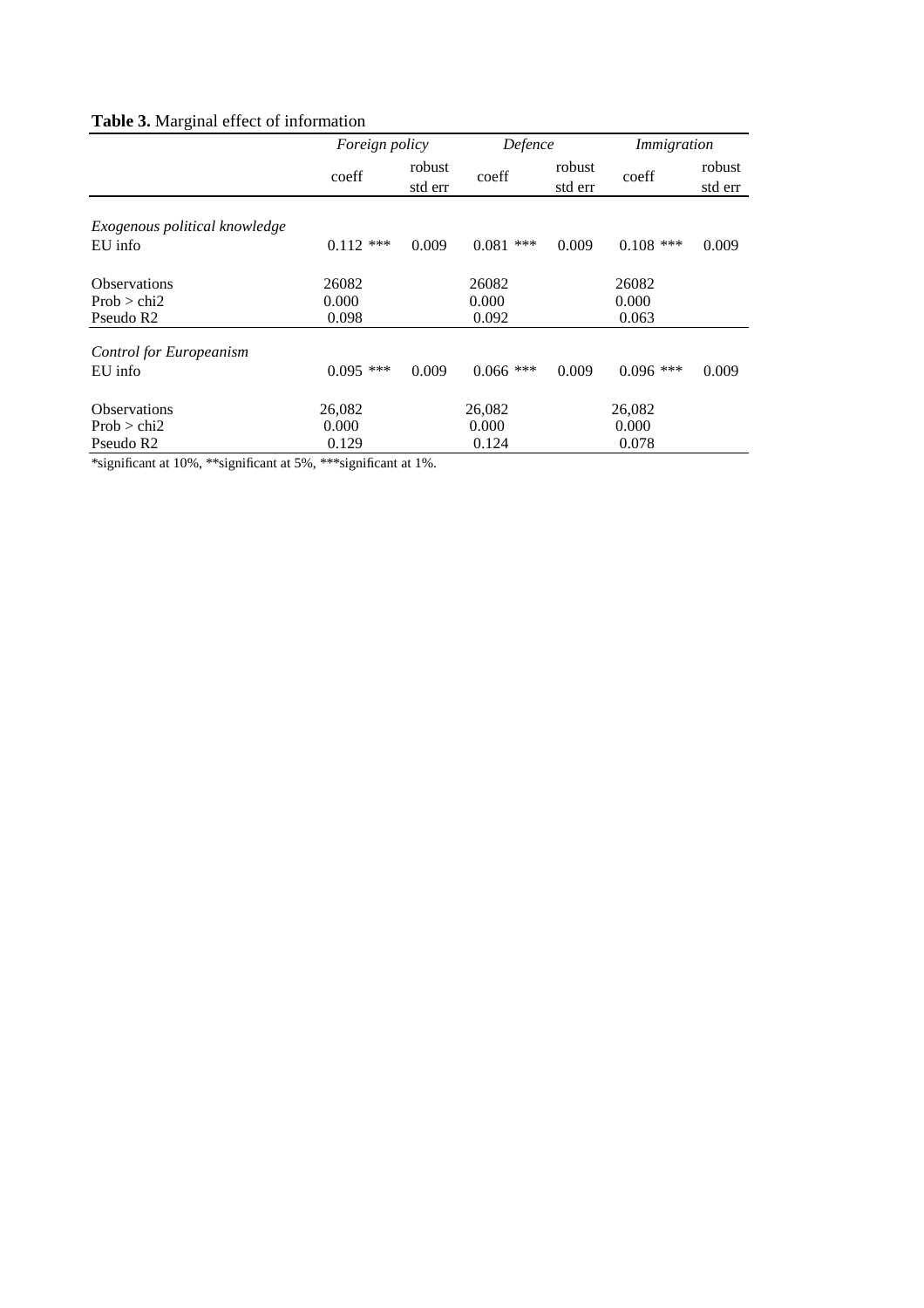**Table 3.** Marginal effect of information

| | *Foreign policy* | | *Defence* | | *Immigration* | |
|---|---|---|---|---|---|---|
| | coeff | robust std err | coeff | robust std err | coeff | robust std err |
| *Exogenous political knowledge* | | | | | | |
| EU info | 0.112 *** | 0.009 | 0.081 *** | 0.009 | 0.108 *** | 0.009 |
| Observations | 26082 | | 26082 | | 26082 | |
| Prob > chi2 | 0.000 | | 0.000 | | 0.000 | |
| Pseudo R2 | 0.098 | | 0.092 | | 0.063 | |
| *Control for Europeanism* | | | | | | |
| EU info | 0.095 *** | 0.009 | 0.066 *** | 0.009 | 0.096 *** | 0.009 |
| Observations | 26,082 | | 26,082 | | 26,082 | |
| Prob > chi2 | 0.000 | | 0.000 | | 0.000 | |
| Pseudo R2 | 0.129 | | 0.124 | | 0.078 | |

*significant at 10%, **significant at 5%, ***significant at 1%.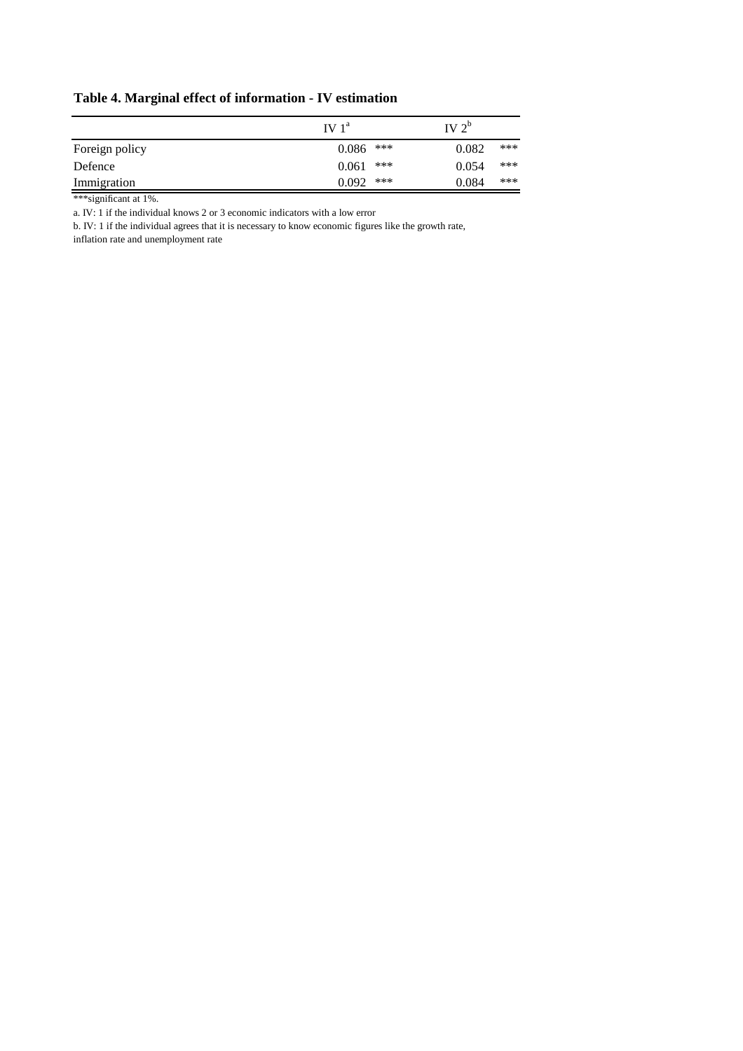**Table 4. Marginal effect of information - IV estimation**

| | IV 1[a] | | IV 2[b] | |
|---|---|---|---|---|
| Foreign policy | 0.086 | *** | 0.082 | *** |
| Defence | 0.061 | *** | 0.054 | *** |
| Immigration | 0.092 | *** | 0.084 | *** |

***significant at 1%.

a. IV: 1 if the individual knows 2 or 3 economic indicators with a low error

b. IV: 1 if the individual agrees that it is necessary to know economic figures like the growth rate, inflation rate and unemployment rate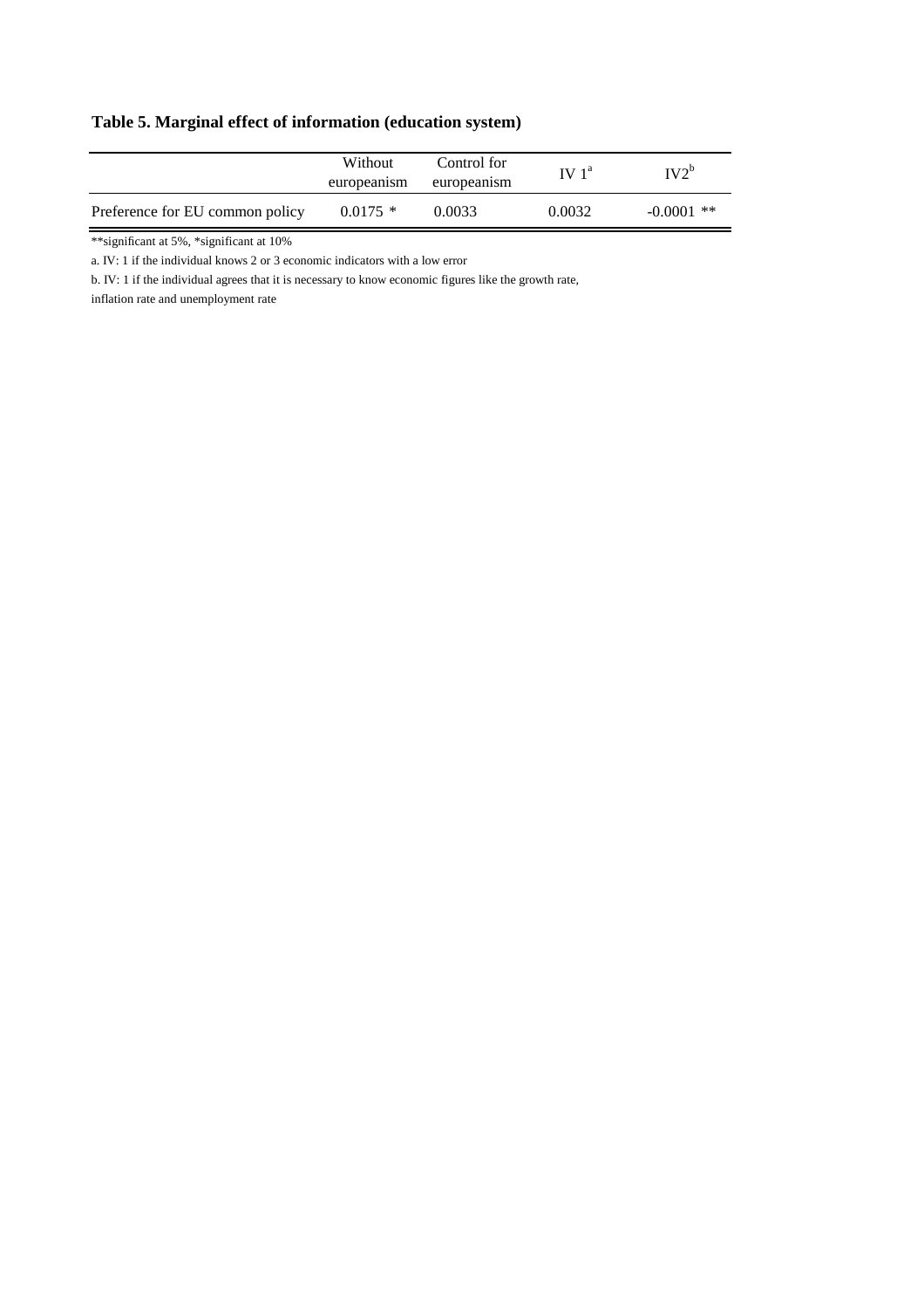**Table 5. Marginal effect of information (education system)**

| | Without europeanism | Control for europeanism | IV 1[a] | IV2[b] |
|---|---|---|---|---|
| Preference for EU common policy | 0.0175 * | 0.0033 | 0.0032 | -0.0001 ** |

**significant at 5%, *significant at 10%

a. IV: 1 if the individual knows 2 or 3 economic indicators with a low error

b. IV: 1 if the individual agrees that it is necessary to know economic figures like the growth rate, inflation rate and unemployment rate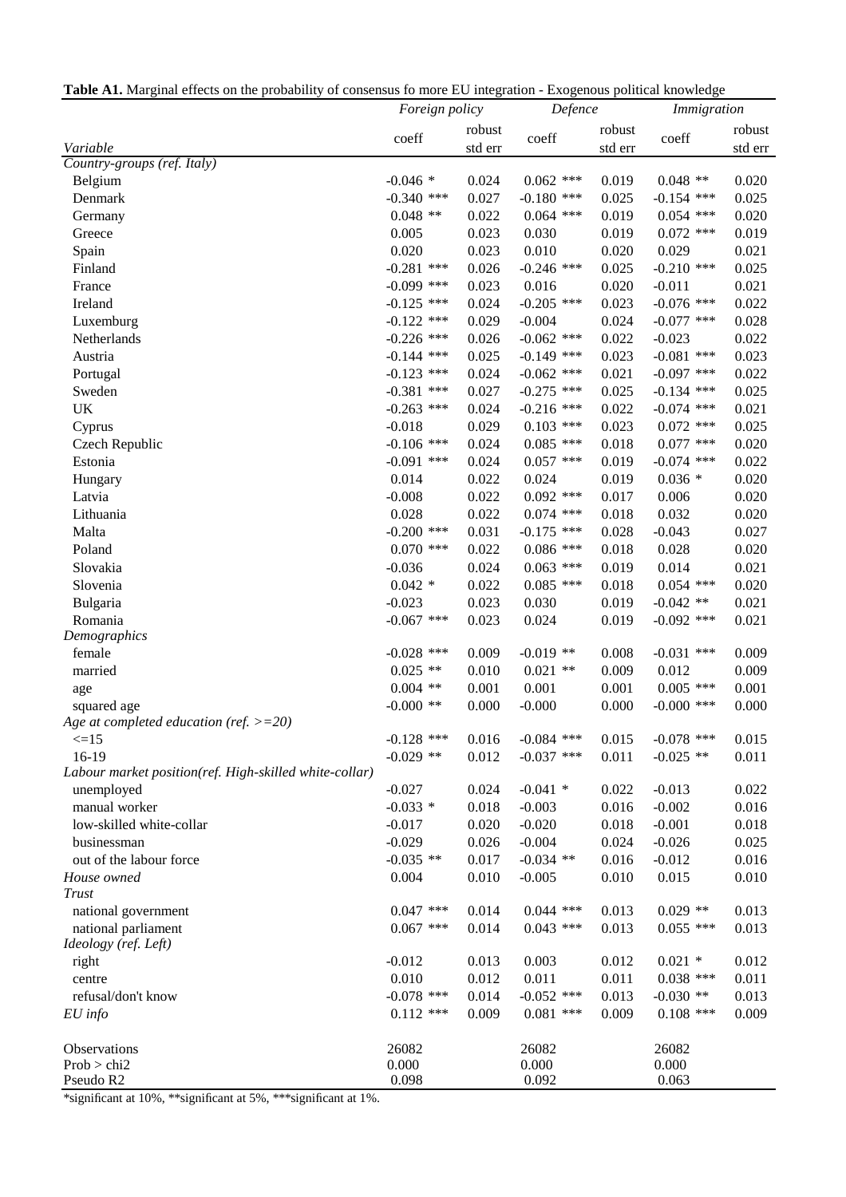**Table A1.** Marginal effects on the probability of consensus fo more EU integration - Exogenous political knowledge

| | *Foreign policy* | | *Defence* | | *Immigration* | |
|---|---|---|---|---|---|---|
| *Variable* | coeff | robust std err | coeff | robust std err | coeff | robust std err |
| *Country-groups (ref. Italy)* | | | | | | |
| Belgium | -0.046 * | 0.024 | 0.062 *** | 0.019 | 0.048 ** | 0.020 |
| Denmark | -0.340 *** | 0.027 | -0.180 *** | 0.025 | -0.154 *** | 0.025 |
| Germany | 0.048 ** | 0.022 | 0.064 *** | 0.019 | 0.054 *** | 0.020 |
| Greece | 0.005 | 0.023 | 0.030 | 0.019 | 0.072 *** | 0.019 |
| Spain | 0.020 | 0.023 | 0.010 | 0.020 | 0.029 | 0.021 |
| Finland | -0.281 *** | 0.026 | -0.246 *** | 0.025 | -0.210 *** | 0.025 |
| France | -0.099 *** | 0.023 | 0.016 | 0.020 | -0.011 | 0.021 |
| Ireland | -0.125 *** | 0.024 | -0.205 *** | 0.023 | -0.076 *** | 0.022 |
| Luxemburg | -0.122 *** | 0.029 | -0.004 | 0.024 | -0.077 *** | 0.028 |
| Netherlands | -0.226 *** | 0.026 | -0.062 *** | 0.022 | -0.023 | 0.022 |
| Austria | -0.144 *** | 0.025 | -0.149 *** | 0.023 | -0.081 *** | 0.023 |
| Portugal | -0.123 *** | 0.024 | -0.062 *** | 0.021 | -0.097 *** | 0.022 |
| Sweden | -0.381 *** | 0.027 | -0.275 *** | 0.025 | -0.134 *** | 0.025 |
| UK | -0.263 *** | 0.024 | -0.216 *** | 0.022 | -0.074 *** | 0.021 |
| Cyprus | -0.018 | 0.029 | 0.103 *** | 0.023 | 0.072 *** | 0.025 |
| Czech Republic | -0.106 *** | 0.024 | 0.085 *** | 0.018 | 0.077 *** | 0.020 |
| Estonia | -0.091 *** | 0.024 | 0.057 *** | 0.019 | -0.074 *** | 0.022 |
| Hungary | 0.014 | 0.022 | 0.024 | 0.019 | 0.036 * | 0.020 |
| Latvia | -0.008 | 0.022 | 0.092 *** | 0.017 | 0.006 | 0.020 |
| Lithuania | 0.028 | 0.022 | 0.074 *** | 0.018 | 0.032 | 0.020 |
| Malta | -0.200 *** | 0.031 | -0.175 *** | 0.028 | -0.043 | 0.027 |
| Poland | 0.070 *** | 0.022 | 0.086 *** | 0.018 | 0.028 | 0.020 |
| Slovakia | -0.036 | 0.024 | 0.063 *** | 0.019 | 0.014 | 0.021 |
| Slovenia | 0.042 * | 0.022 | 0.085 *** | 0.018 | 0.054 *** | 0.020 |
| Bulgaria | -0.023 | 0.023 | 0.030 | 0.019 | -0.042 ** | 0.021 |
| Romania | -0.067 *** | 0.023 | 0.024 | 0.019 | -0.092 *** | 0.021 |
| *Demographics* | | | | | | |
| female | -0.028 *** | 0.009 | -0.019 ** | 0.008 | -0.031 *** | 0.009 |
| married | 0.025 ** | 0.010 | 0.021 ** | 0.009 | 0.012 | 0.009 |
| age | 0.004 ** | 0.001 | 0.001 | 0.001 | 0.005 *** | 0.001 |
| squared age | -0.000 ** | 0.000 | -0.000 | 0.000 | -0.000 *** | 0.000 |
| *Age at completed education (ref. >=20)* | | | | | | |
| <=15 | -0.128 *** | 0.016 | -0.084 *** | 0.015 | -0.078 *** | 0.015 |
| 16-19 | -0.029 ** | 0.012 | -0.037 *** | 0.011 | -0.025 ** | 0.011 |
| *Labour market position(ref. High-skilled white-collar)* | | | | | | |
| unemployed | -0.027 | 0.024 | -0.041 * | 0.022 | -0.013 | 0.022 |
| manual worker | -0.033 * | 0.018 | -0.003 | 0.016 | -0.002 | 0.016 |
| low-skilled white-collar | -0.017 | 0.020 | -0.020 | 0.018 | -0.001 | 0.018 |
| businessman | -0.029 | 0.026 | -0.004 | 0.024 | -0.026 | 0.025 |
| out of the labour force | -0.035 ** | 0.017 | -0.034 ** | 0.016 | -0.012 | 0.016 |
| *House owned* | 0.004 | 0.010 | -0.005 | 0.010 | 0.015 | 0.010 |
| *Trust* | | | | | | |
| national government | 0.047 *** | 0.014 | 0.044 *** | 0.013 | 0.029 ** | 0.013 |
| national parliament | 0.067 *** | 0.014 | 0.043 *** | 0.013 | 0.055 *** | 0.013 |
| *Ideology (ref. Left)* | | | | | | |
| right | -0.012 | 0.013 | 0.003 | 0.012 | 0.021 * | 0.012 |
| centre | 0.010 | 0.012 | 0.011 | 0.011 | 0.038 *** | 0.011 |
| refusal/don't know | -0.078 *** | 0.014 | -0.052 *** | 0.013 | -0.030 ** | 0.013 |
| *EU info* | 0.112 *** | 0.009 | 0.081 *** | 0.009 | 0.108 *** | 0.009 |
| Observations | 26082 | | 26082 | | 26082 | |
| Prob > chi2 | 0.000 | | 0.000 | | 0.000 | |
| Pseudo R2 | 0.098 | | 0.092 | | 0.063 | |

*significant at 10%, **significant at 5%, ***significant at 1%.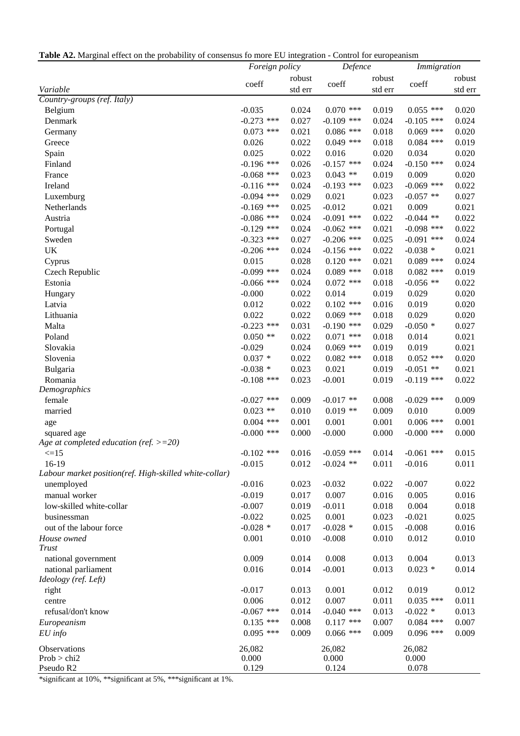**Table A2.** Marginal effect on the probability of consensus fo more EU integration - Control for europeanism

| | *Foreign policy* | | *Defence* | | *Immigration* | |
|---|---|---|---|---|---|---|
| *Variable* | coeff | robust std err | coeff | robust std err | coeff | robust std err |
| *Country-groups (ref. Italy)* | | | | | | |
| Belgium | -0.035 | 0.024 | 0.070 *** | 0.019 | 0.055 *** | 0.020 |
| Denmark | -0.273 *** | 0.027 | -0.109 *** | 0.024 | -0.105 *** | 0.024 |
| Germany | 0.073 *** | 0.021 | 0.086 *** | 0.018 | 0.069 *** | 0.020 |
| Greece | 0.026 | 0.022 | 0.049 *** | 0.018 | 0.084 *** | 0.019 |
| Spain | 0.025 | 0.022 | 0.016 | 0.020 | 0.034 | 0.020 |
| Finland | -0.196 *** | 0.026 | -0.157 *** | 0.024 | -0.150 *** | 0.024 |
| France | -0.068 *** | 0.023 | 0.043 ** | 0.019 | 0.009 | 0.020 |
| Ireland | -0.116 *** | 0.024 | -0.193 *** | 0.023 | -0.069 *** | 0.022 |
| Luxemburg | -0.094 *** | 0.029 | 0.021 | 0.023 | -0.057 ** | 0.027 |
| Netherlands | -0.169 *** | 0.025 | -0.012 | 0.021 | 0.009 | 0.021 |
| Austria | -0.086 *** | 0.024 | -0.091 *** | 0.022 | -0.044 ** | 0.022 |
| Portugal | -0.129 *** | 0.024 | -0.062 *** | 0.021 | -0.098 *** | 0.022 |
| Sweden | -0.323 *** | 0.027 | -0.206 *** | 0.025 | -0.091 *** | 0.024 |
| UK | -0.206 *** | 0.024 | -0.156 *** | 0.022 | -0.038 * | 0.021 |
| Cyprus | 0.015 | 0.028 | 0.120 *** | 0.021 | 0.089 *** | 0.024 |
| Czech Republic | -0.099 *** | 0.024 | 0.089 *** | 0.018 | 0.082 *** | 0.019 |
| Estonia | -0.066 *** | 0.024 | 0.072 *** | 0.018 | -0.056 ** | 0.022 |
| Hungary | -0.000 | 0.022 | 0.014 | 0.019 | 0.029 | 0.020 |
| Latvia | 0.012 | 0.022 | 0.102 *** | 0.016 | 0.019 | 0.020 |
| Lithuania | 0.022 | 0.022 | 0.069 *** | 0.018 | 0.029 | 0.020 |
| Malta | -0.223 *** | 0.031 | -0.190 *** | 0.029 | -0.050 * | 0.027 |
| Poland | 0.050 ** | 0.022 | 0.071 *** | 0.018 | 0.014 | 0.021 |
| Slovakia | -0.029 | 0.024 | 0.069 *** | 0.019 | 0.019 | 0.021 |
| Slovenia | 0.037 * | 0.022 | 0.082 *** | 0.018 | 0.052 *** | 0.020 |
| Bulgaria | -0.038 * | 0.023 | 0.021 | 0.019 | -0.051 ** | 0.021 |
| Romania | -0.108 *** | 0.023 | -0.001 | 0.019 | -0.119 *** | 0.022 |
| *Demographics* | | | | | | |
| female | -0.027 *** | 0.009 | -0.017 ** | 0.008 | -0.029 *** | 0.009 |
| married | 0.023 ** | 0.010 | 0.019 ** | 0.009 | 0.010 | 0.009 |
| age | 0.004 *** | 0.001 | 0.001 | 0.001 | 0.006 *** | 0.001 |
| squared age | -0.000 *** | 0.000 | -0.000 | 0.000 | -0.000 *** | 0.000 |
| *Age at completed education (ref. >=20)* | | | | | | |
| <=15 | -0.102 *** | 0.016 | -0.059 *** | 0.014 | -0.061 *** | 0.015 |
| 16-19 | -0.015 | 0.012 | -0.024 ** | 0.011 | -0.016 | 0.011 |
| *Labour market position(ref. High-skilled white-collar)* | | | | | | |
| unemployed | -0.016 | 0.023 | -0.032 | 0.022 | -0.007 | 0.022 |
| manual worker | -0.019 | 0.017 | 0.007 | 0.016 | 0.005 | 0.016 |
| low-skilled white-collar | -0.007 | 0.019 | -0.011 | 0.018 | 0.004 | 0.018 |
| businessman | -0.022 | 0.025 | 0.001 | 0.023 | -0.021 | 0.025 |
| out of the labour force | -0.028 * | 0.017 | -0.028 * | 0.015 | -0.008 | 0.016 |
| *House owned* | 0.001 | 0.010 | -0.008 | 0.010 | 0.012 | 0.010 |
| *Trust* | | | | | | |
| national government | 0.009 | 0.014 | 0.008 | 0.013 | 0.004 | 0.013 |
| national parliament | 0.016 | 0.014 | -0.001 | 0.013 | 0.023 * | 0.014 |
| *Ideology (ref. Left)* | | | | | | |
| right | -0.017 | 0.013 | 0.001 | 0.012 | 0.019 | 0.012 |
| centre | 0.006 | 0.012 | 0.007 | 0.011 | 0.035 *** | 0.011 |
| refusal/don't know | -0.067 *** | 0.014 | -0.040 *** | 0.013 | -0.022 * | 0.013 |
| *Europeanism* | 0.135 *** | 0.008 | 0.117 *** | 0.007 | 0.084 *** | 0.007 |
| *EU info* | 0.095 *** | 0.009 | 0.066 *** | 0.009 | 0.096 *** | 0.009 |
| Observations | 26,082 | | 26,082 | | 26,082 | |
| Prob > chi2 | 0.000 | | 0.000 | | 0.000 | |
| Pseudo R2 | 0.129 | | 0.124 | | 0.078 | |

*significant at 10%, **significant at 5%, ***significant at 1%.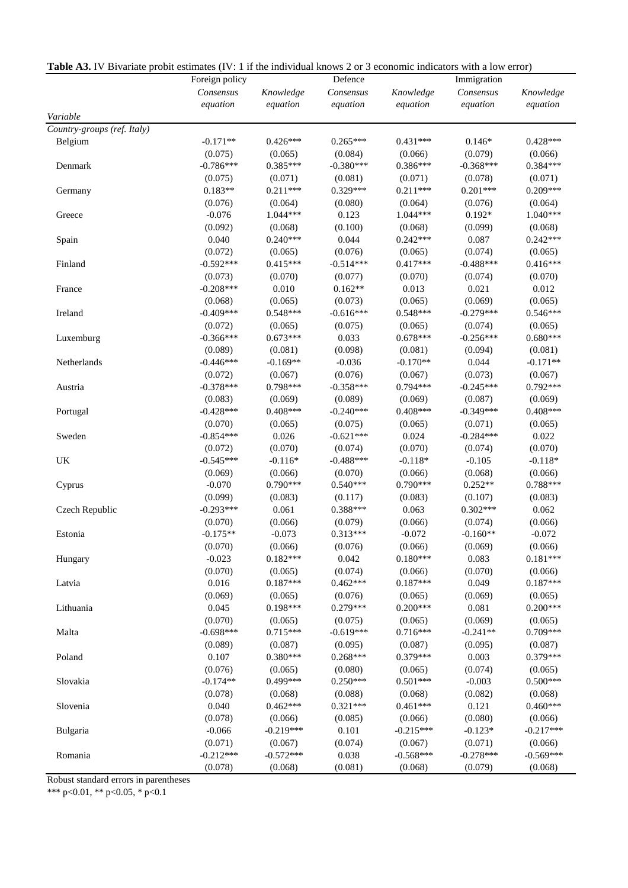**Table A3.** IV Bivariate probit estimates (IV: 1 if the individual knows 2 or 3 economic indicators with a low error)

| | Foreign policy | | Defence | | Immigration | |
|---|---|---|---|---|---|---|
| | *Consensus equation* | *Knowledge equation* | *Consensus equation* | *Knowledge equation* | *Consensus equation* | *Knowledge equation* |
| *Variable* | | | | | | |
| *Country-groups (ref. Italy)* | | | | | | |
| Belgium | -0.171** | 0.426*** | 0.265*** | 0.431*** | 0.146* | 0.428*** |
| | (0.075) | (0.065) | (0.084) | (0.066) | (0.079) | (0.066) |
| Denmark | -0.786*** | 0.385*** | -0.380*** | 0.386*** | -0.368*** | 0.384*** |
| | (0.075) | (0.071) | (0.081) | (0.071) | (0.078) | (0.071) |
| Germany | 0.183** | 0.211*** | 0.329*** | 0.211*** | 0.201*** | 0.209*** |
| | (0.076) | (0.064) | (0.080) | (0.064) | (0.076) | (0.064) |
| Greece | -0.076 | 1.044*** | 0.123 | 1.044*** | 0.192* | 1.040*** |
| | (0.092) | (0.068) | (0.100) | (0.068) | (0.099) | (0.068) |
| Spain | 0.040 | 0.240*** | 0.044 | 0.242*** | 0.087 | 0.242*** |
| | (0.072) | (0.065) | (0.076) | (0.065) | (0.074) | (0.065) |
| Finland | -0.592*** | 0.415*** | -0.514*** | 0.417*** | -0.488*** | 0.416*** |
| | (0.073) | (0.070) | (0.077) | (0.070) | (0.074) | (0.070) |
| France | -0.208*** | 0.010 | 0.162** | 0.013 | 0.021 | 0.012 |
| | (0.068) | (0.065) | (0.073) | (0.065) | (0.069) | (0.065) |
| Ireland | -0.409*** | 0.548*** | -0.616*** | 0.548*** | -0.279*** | 0.546*** |
| | (0.072) | (0.065) | (0.075) | (0.065) | (0.074) | (0.065) |
| Luxemburg | -0.366*** | 0.673*** | 0.033 | 0.678*** | -0.256*** | 0.680*** |
| | (0.089) | (0.081) | (0.098) | (0.081) | (0.094) | (0.081) |
| Netherlands | -0.446*** | -0.169** | -0.036 | -0.170** | 0.044 | -0.171** |
| | (0.072) | (0.067) | (0.076) | (0.067) | (0.073) | (0.067) |
| Austria | -0.378*** | 0.798*** | -0.358*** | 0.794*** | -0.245*** | 0.792*** |
| | (0.083) | (0.069) | (0.089) | (0.069) | (0.087) | (0.069) |
| Portugal | -0.428*** | 0.408*** | -0.240*** | 0.408*** | -0.349*** | 0.408*** |
| | (0.070) | (0.065) | (0.075) | (0.065) | (0.071) | (0.065) |
| Sweden | -0.854*** | 0.026 | -0.621*** | 0.024 | -0.284*** | 0.022 |
| | (0.072) | (0.070) | (0.074) | (0.070) | (0.074) | (0.070) |
| UK | -0.545*** | -0.116* | -0.488*** | -0.118* | -0.105 | -0.118* |
| | (0.069) | (0.066) | (0.070) | (0.066) | (0.068) | (0.066) |
| Cyprus | -0.070 | 0.790*** | 0.540*** | 0.790*** | 0.252** | 0.788*** |
| | (0.099) | (0.083) | (0.117) | (0.083) | (0.107) | (0.083) |
| Czech Republic | -0.293*** | 0.061 | 0.388*** | 0.063 | 0.302*** | 0.062 |
| | (0.070) | (0.066) | (0.079) | (0.066) | (0.074) | (0.066) |
| Estonia | -0.175** | -0.073 | 0.313*** | -0.072 | -0.160** | -0.072 |
| | (0.070) | (0.066) | (0.076) | (0.066) | (0.069) | (0.066) |
| Hungary | -0.023 | 0.182*** | 0.042 | 0.180*** | 0.083 | 0.181*** |
| | (0.070) | (0.065) | (0.074) | (0.066) | (0.070) | (0.066) |
| Latvia | 0.016 | 0.187*** | 0.462*** | 0.187*** | 0.049 | 0.187*** |
| | (0.069) | (0.065) | (0.076) | (0.065) | (0.069) | (0.065) |
| Lithuania | 0.045 | 0.198*** | 0.279*** | 0.200*** | 0.081 | 0.200*** |
| | (0.070) | (0.065) | (0.075) | (0.065) | (0.069) | (0.065) |
| Malta | -0.698*** | 0.715*** | -0.619*** | 0.716*** | -0.241** | 0.709*** |
| | (0.089) | (0.087) | (0.095) | (0.087) | (0.095) | (0.087) |
| Poland | 0.107 | 0.380*** | 0.268*** | 0.379*** | 0.003 | 0.379*** |
| | (0.076) | (0.065) | (0.080) | (0.065) | (0.074) | (0.065) |
| Slovakia | -0.174** | 0.499*** | 0.250*** | 0.501*** | -0.003 | 0.500*** |
| | (0.078) | (0.068) | (0.088) | (0.068) | (0.082) | (0.068) |
| Slovenia | 0.040 | 0.462*** | 0.321*** | 0.461*** | 0.121 | 0.460*** |
| | (0.078) | (0.066) | (0.085) | (0.066) | (0.080) | (0.066) |
| Bulgaria | -0.066 | -0.219*** | 0.101 | -0.215*** | -0.123* | -0.217*** |
| | (0.071) | (0.067) | (0.074) | (0.067) | (0.071) | (0.066) |
| Romania | -0.212*** | -0.572*** | 0.038 | -0.568*** | -0.278*** | -0.569*** |
| | (0.078) | (0.068) | (0.081) | (0.068) | (0.079) | (0.068) |

Robust standard errors in parentheses

*** p<0.01, ** p<0.05, * p<0.1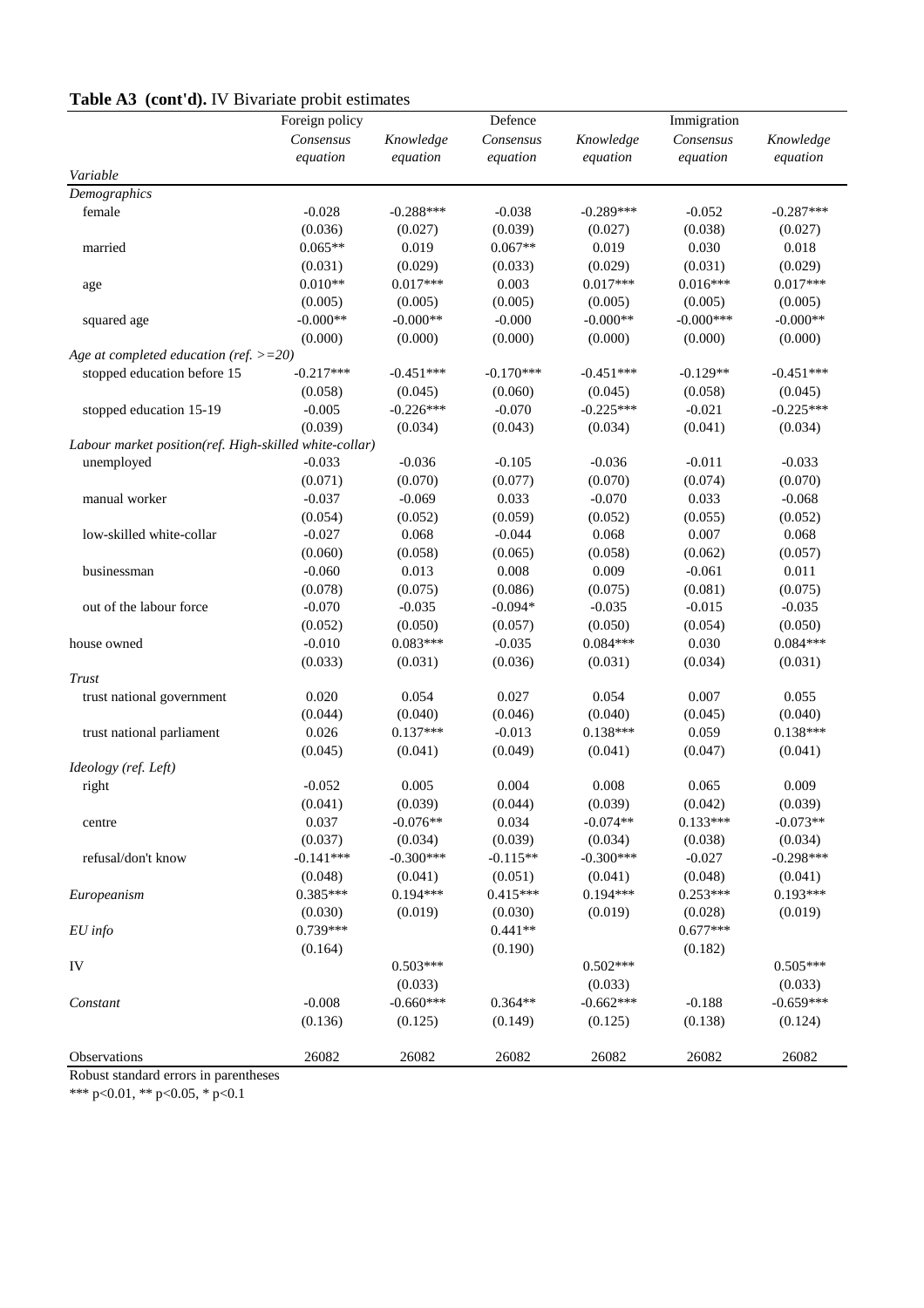**Table A3 (cont'd).** IV Bivariate probit estimates

| | Foreign policy | | Defence | | Immigration | |
|---|---|---|---|---|---|---|
| | *Consensus equation* | *Knowledge equation* | *Consensus equation* | *Knowledge equation* | *Consensus equation* | *Knowledge equation* |
| *Variable* | | | | | | |
| *Demographics* | | | | | | |
| female | -0.028 | -0.288*** | -0.038 | -0.289*** | -0.052 | -0.287*** |
| | (0.036) | (0.027) | (0.039) | (0.027) | (0.038) | (0.027) |
| married | 0.065** | 0.019 | 0.067** | 0.019 | 0.030 | 0.018 |
| | (0.031) | (0.029) | (0.033) | (0.029) | (0.031) | (0.029) |
| age | 0.010** | 0.017*** | 0.003 | 0.017*** | 0.016*** | 0.017*** |
| | (0.005) | (0.005) | (0.005) | (0.005) | (0.005) | (0.005) |
| squared age | -0.000** | -0.000** | -0.000 | -0.000** | -0.000*** | -0.000** |
| | (0.000) | (0.000) | (0.000) | (0.000) | (0.000) | (0.000) |
| *Age at completed education (ref. >=20)* | | | | | | |
| stopped education before 15 | -0.217*** | -0.451*** | -0.170*** | -0.451*** | -0.129** | -0.451*** |
| | (0.058) | (0.045) | (0.060) | (0.045) | (0.058) | (0.045) |
| stopped education 15-19 | -0.005 | -0.226*** | -0.070 | -0.225*** | -0.021 | -0.225*** |
| | (0.039) | (0.034) | (0.043) | (0.034) | (0.041) | (0.034) |
| *Labour market position(ref. High-skilled white-collar)* | | | | | | |
| unemployed | -0.033 | -0.036 | -0.105 | -0.036 | -0.011 | -0.033 |
| | (0.071) | (0.070) | (0.077) | (0.070) | (0.074) | (0.070) |
| manual worker | -0.037 | -0.069 | 0.033 | -0.070 | 0.033 | -0.068 |
| | (0.054) | (0.052) | (0.059) | (0.052) | (0.055) | (0.052) |
| low-skilled white-collar | -0.027 | 0.068 | -0.044 | 0.068 | 0.007 | 0.068 |
| | (0.060) | (0.058) | (0.065) | (0.058) | (0.062) | (0.057) |
| businessman | -0.060 | 0.013 | 0.008 | 0.009 | -0.061 | 0.011 |
| | (0.078) | (0.075) | (0.086) | (0.075) | (0.081) | (0.075) |
| out of the labour force | -0.070 | -0.035 | -0.094* | -0.035 | -0.015 | -0.035 |
| | (0.052) | (0.050) | (0.057) | (0.050) | (0.054) | (0.050) |
| house owned | -0.010 | 0.083*** | -0.035 | 0.084*** | 0.030 | 0.084*** |
| | (0.033) | (0.031) | (0.036) | (0.031) | (0.034) | (0.031) |
| *Trust* | | | | | | |
| trust national government | 0.020 | 0.054 | 0.027 | 0.054 | 0.007 | 0.055 |
| | (0.044) | (0.040) | (0.046) | (0.040) | (0.045) | (0.040) |
| trust national parliament | 0.026 | 0.137*** | -0.013 | 0.138*** | 0.059 | 0.138*** |
| | (0.045) | (0.041) | (0.049) | (0.041) | (0.047) | (0.041) |
| *Ideology (ref. Left)* | | | | | | |
| right | -0.052 | 0.005 | 0.004 | 0.008 | 0.065 | 0.009 |
| | (0.041) | (0.039) | (0.044) | (0.039) | (0.042) | (0.039) |
| centre | 0.037 | -0.076** | 0.034 | -0.074** | 0.133*** | -0.073** |
| | (0.037) | (0.034) | (0.039) | (0.034) | (0.038) | (0.034) |
| refusal/don't know | -0.141*** | -0.300*** | -0.115** | -0.300*** | -0.027 | -0.298*** |
| | (0.048) | (0.041) | (0.051) | (0.041) | (0.048) | (0.041) |
| *Europeanism* | 0.385*** | 0.194*** | 0.415*** | 0.194*** | 0.253*** | 0.193*** |
| | (0.030) | (0.019) | (0.030) | (0.019) | (0.028) | (0.019) |
| *EU info* | 0.739*** | | 0.441** | | 0.677*** | |
| | (0.164) | | (0.190) | | (0.182) | |
| IV | | 0.503*** | | 0.502*** | | 0.505*** |
| | | (0.033) | | (0.033) | | (0.033) |
| *Constant* | -0.008 | -0.660*** | 0.364** | -0.662*** | -0.188 | -0.659*** |
| | (0.136) | (0.125) | (0.149) | (0.125) | (0.138) | (0.124) |
| Observations | 26082 | 26082 | 26082 | 26082 | 26082 | 26082 |

Robust standard errors in parentheses

*** p<0.01, ** p<0.05, * p<0.1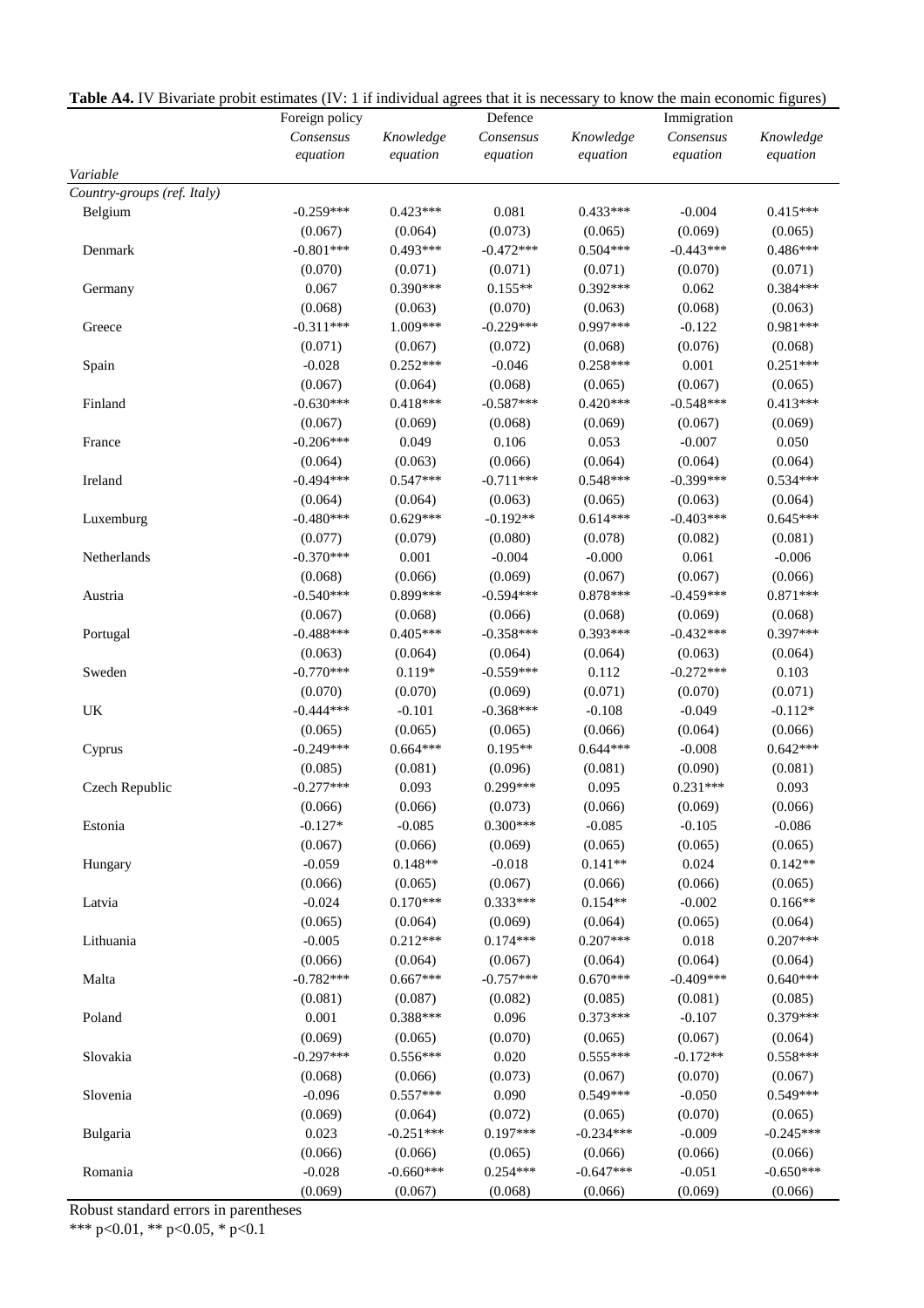**Table A4.** IV Bivariate probit estimates (IV: 1 if individual agrees that it is necessary to know the main economic figures)

| | Foreign policy | | Defence | | Immigration | |
|---|---|---|---|---|---|---|
| | *Consensus equation* | *Knowledge equation* | *Consensus equation* | *Knowledge equation* | *Consensus equation* | *Knowledge equation* |
| *Variable* | | | | | | |
| *Country-groups (ref. Italy)* | | | | | | |
| Belgium | -0.259*** | 0.423*** | 0.081 | 0.433*** | -0.004 | 0.415*** |
| | (0.067) | (0.064) | (0.073) | (0.065) | (0.069) | (0.065) |
| Denmark | -0.801*** | 0.493*** | -0.472*** | 0.504*** | -0.443*** | 0.486*** |
| | (0.070) | (0.071) | (0.071) | (0.071) | (0.070) | (0.071) |
| Germany | 0.067 | 0.390*** | 0.155** | 0.392*** | 0.062 | 0.384*** |
| | (0.068) | (0.063) | (0.070) | (0.063) | (0.068) | (0.063) |
| Greece | -0.311*** | 1.009*** | -0.229*** | 0.997*** | -0.122 | 0.981*** |
| | (0.071) | (0.067) | (0.072) | (0.068) | (0.076) | (0.068) |
| Spain | -0.028 | 0.252*** | -0.046 | 0.258*** | 0.001 | 0.251*** |
| | (0.067) | (0.064) | (0.068) | (0.065) | (0.067) | (0.065) |
| Finland | -0.630*** | 0.418*** | -0.587*** | 0.420*** | -0.548*** | 0.413*** |
| | (0.067) | (0.069) | (0.068) | (0.069) | (0.067) | (0.069) |
| France | -0.206*** | 0.049 | 0.106 | 0.053 | -0.007 | 0.050 |
| | (0.064) | (0.063) | (0.066) | (0.064) | (0.064) | (0.064) |
| Ireland | -0.494*** | 0.547*** | -0.711*** | 0.548*** | -0.399*** | 0.534*** |
| | (0.064) | (0.064) | (0.063) | (0.065) | (0.063) | (0.064) |
| Luxemburg | -0.480*** | 0.629*** | -0.192** | 0.614*** | -0.403*** | 0.645*** |
| | (0.077) | (0.079) | (0.080) | (0.078) | (0.082) | (0.081) |
| Netherlands | -0.370*** | 0.001 | -0.004 | -0.000 | 0.061 | -0.006 |
| | (0.068) | (0.066) | (0.069) | (0.067) | (0.067) | (0.066) |
| Austria | -0.540*** | 0.899*** | -0.594*** | 0.878*** | -0.459*** | 0.871*** |
| | (0.067) | (0.068) | (0.066) | (0.068) | (0.069) | (0.068) |
| Portugal | -0.488*** | 0.405*** | -0.358*** | 0.393*** | -0.432*** | 0.397*** |
| | (0.063) | (0.064) | (0.064) | (0.064) | (0.063) | (0.064) |
| Sweden | -0.770*** | 0.119* | -0.559*** | 0.112 | -0.272*** | 0.103 |
| | (0.070) | (0.070) | (0.069) | (0.071) | (0.070) | (0.071) |
| UK | -0.444*** | -0.101 | -0.368*** | -0.108 | -0.049 | -0.112* |
| | (0.065) | (0.065) | (0.065) | (0.066) | (0.064) | (0.066) |
| Cyprus | -0.249*** | 0.664*** | 0.195** | 0.644*** | -0.008 | 0.642*** |
| | (0.085) | (0.081) | (0.096) | (0.081) | (0.090) | (0.081) |
| Czech Republic | -0.277*** | 0.093 | 0.299*** | 0.095 | 0.231*** | 0.093 |
| | (0.066) | (0.066) | (0.073) | (0.066) | (0.069) | (0.066) |
| Estonia | -0.127* | -0.085 | 0.300*** | -0.085 | -0.105 | -0.086 |
| | (0.067) | (0.066) | (0.069) | (0.065) | (0.065) | (0.065) |
| Hungary | -0.059 | 0.148** | -0.018 | 0.141** | 0.024 | 0.142** |
| | (0.066) | (0.065) | (0.067) | (0.066) | (0.066) | (0.065) |
| Latvia | -0.024 | 0.170*** | 0.333*** | 0.154** | -0.002 | 0.166** |
| | (0.065) | (0.064) | (0.069) | (0.064) | (0.065) | (0.064) |
| Lithuania | -0.005 | 0.212*** | 0.174*** | 0.207*** | 0.018 | 0.207*** |
| | (0.066) | (0.064) | (0.067) | (0.064) | (0.064) | (0.064) |
| Malta | -0.782*** | 0.667*** | -0.757*** | 0.670*** | -0.409*** | 0.640*** |
| | (0.081) | (0.087) | (0.082) | (0.085) | (0.081) | (0.085) |
| Poland | 0.001 | 0.388*** | 0.096 | 0.373*** | -0.107 | 0.379*** |
| | (0.069) | (0.065) | (0.070) | (0.065) | (0.067) | (0.064) |
| Slovakia | -0.297*** | 0.556*** | 0.020 | 0.555*** | -0.172** | 0.558*** |
| | (0.068) | (0.066) | (0.073) | (0.067) | (0.070) | (0.067) |
| Slovenia | -0.096 | 0.557*** | 0.090 | 0.549*** | -0.050 | 0.549*** |
| | (0.069) | (0.064) | (0.072) | (0.065) | (0.070) | (0.065) |
| Bulgaria | 0.023 | -0.251*** | 0.197*** | -0.234*** | -0.009 | -0.245*** |
| | (0.066) | (0.066) | (0.065) | (0.066) | (0.066) | (0.066) |
| Romania | -0.028 | -0.660*** | 0.254*** | -0.647*** | -0.051 | -0.650*** |
| | (0.069) | (0.067) | (0.068) | (0.066) | (0.069) | (0.066) |

Robust standard errors in parentheses

*** p<0.01, ** p<0.05, * p<0.1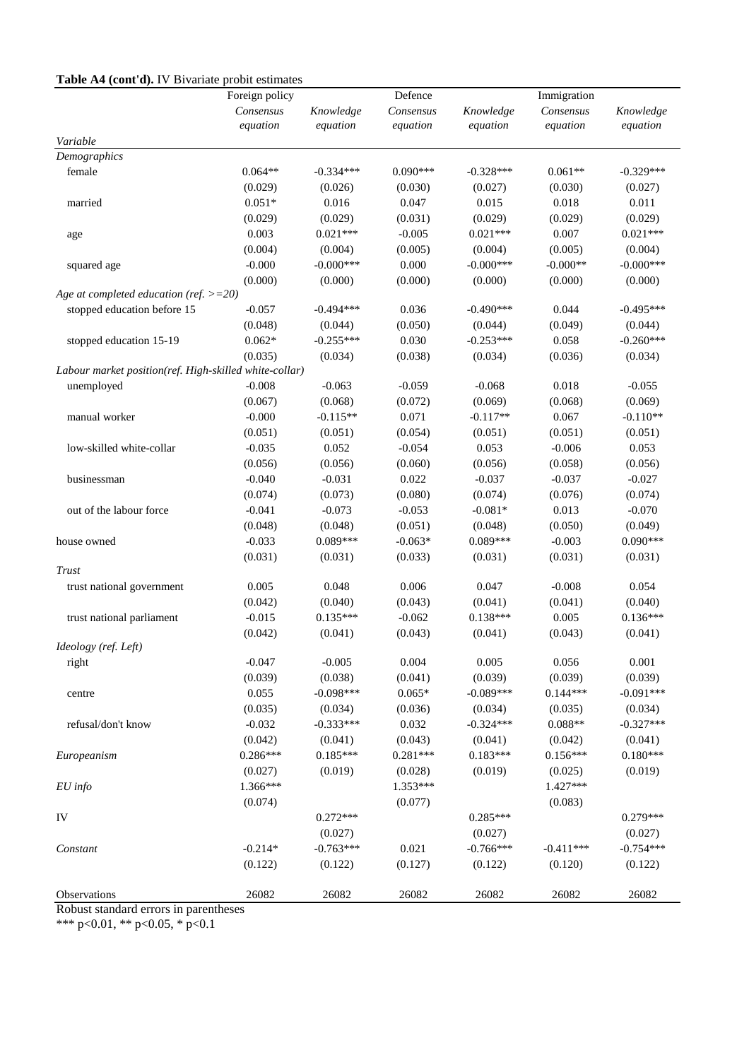**Table A4 (cont'd).** IV Bivariate probit estimates

| | Foreign policy | | Defence | | Immigration | |
|---|---|---|---|---|---|---|
| | *Consensus equation* | *Knowledge equation* | *Consensus equation* | *Knowledge equation* | *Consensus equation* | *Knowledge equation* |
| *Variable* | | | | | | |
| *Demographics* | | | | | | |
| female | 0.064** | -0.334*** | 0.090*** | -0.328*** | 0.061** | -0.329*** |
| | (0.029) | (0.026) | (0.030) | (0.027) | (0.030) | (0.027) |
| married | 0.051* | 0.016 | 0.047 | 0.015 | 0.018 | 0.011 |
| | (0.029) | (0.029) | (0.031) | (0.029) | (0.029) | (0.029) |
| age | 0.003 | 0.021*** | -0.005 | 0.021*** | 0.007 | 0.021*** |
| | (0.004) | (0.004) | (0.005) | (0.004) | (0.005) | (0.004) |
| squared age | -0.000 | -0.000*** | 0.000 | -0.000*** | -0.000** | -0.000*** |
| | (0.000) | (0.000) | (0.000) | (0.000) | (0.000) | (0.000) |
| *Age at completed education (ref. >=20)* | | | | | | |
| stopped education before 15 | -0.057 | -0.494*** | 0.036 | -0.490*** | 0.044 | -0.495*** |
| | (0.048) | (0.044) | (0.050) | (0.044) | (0.049) | (0.044) |
| stopped education 15-19 | 0.062* | -0.255*** | 0.030 | -0.253*** | 0.058 | -0.260*** |
| | (0.035) | (0.034) | (0.038) | (0.034) | (0.036) | (0.034) |
| *Labour market position(ref. High-skilled white-collar)* | | | | | | |
| unemployed | -0.008 | -0.063 | -0.059 | -0.068 | 0.018 | -0.055 |
| | (0.067) | (0.068) | (0.072) | (0.069) | (0.068) | (0.069) |
| manual worker | -0.000 | -0.115** | 0.071 | -0.117** | 0.067 | -0.110** |
| | (0.051) | (0.051) | (0.054) | (0.051) | (0.051) | (0.051) |
| low-skilled white-collar | -0.035 | 0.052 | -0.054 | 0.053 | -0.006 | 0.053 |
| | (0.056) | (0.056) | (0.060) | (0.056) | (0.058) | (0.056) |
| businessman | -0.040 | -0.031 | 0.022 | -0.037 | -0.037 | -0.027 |
| | (0.074) | (0.073) | (0.080) | (0.074) | (0.076) | (0.074) |
| out of the labour force | -0.041 | -0.073 | -0.053 | -0.081* | 0.013 | -0.070 |
| | (0.048) | (0.048) | (0.051) | (0.048) | (0.050) | (0.049) |
| house owned | -0.033 | 0.089*** | -0.063* | 0.089*** | -0.003 | 0.090*** |
| | (0.031) | (0.031) | (0.033) | (0.031) | (0.031) | (0.031) |
| *Trust* | | | | | | |
| trust national government | 0.005 | 0.048 | 0.006 | 0.047 | -0.008 | 0.054 |
| | (0.042) | (0.040) | (0.043) | (0.041) | (0.041) | (0.040) |
| trust national parliament | -0.015 | 0.135*** | -0.062 | 0.138*** | 0.005 | 0.136*** |
| | (0.042) | (0.041) | (0.043) | (0.041) | (0.043) | (0.041) |
| *Ideology (ref. Left)* | | | | | | |
| right | -0.047 | -0.005 | 0.004 | 0.005 | 0.056 | 0.001 |
| | (0.039) | (0.038) | (0.041) | (0.039) | (0.039) | (0.039) |
| centre | 0.055 | -0.098*** | 0.065* | -0.089*** | 0.144*** | -0.091*** |
| | (0.035) | (0.034) | (0.036) | (0.034) | (0.035) | (0.034) |
| refusal/don't know | -0.032 | -0.333*** | 0.032 | -0.324*** | 0.088** | -0.327*** |
| | (0.042) | (0.041) | (0.043) | (0.041) | (0.042) | (0.041) |
| *Europeanism* | 0.286*** | 0.185*** | 0.281*** | 0.183*** | 0.156*** | 0.180*** |
| | (0.027) | (0.019) | (0.028) | (0.019) | (0.025) | (0.019) |
| *EU info* | 1.366*** | | 1.353*** | | 1.427*** | |
| | (0.074) | | (0.077) | | (0.083) | |
| IV | | 0.272*** | | 0.285*** | | 0.279*** |
| | | (0.027) | | (0.027) | | (0.027) |
| *Constant* | -0.214* | -0.763*** | 0.021 | -0.766*** | -0.411*** | -0.754*** |
| | (0.122) | (0.122) | (0.127) | (0.122) | (0.120) | (0.122) |
| Observations | 26082 | 26082 | 26082 | 26082 | 26082 | 26082 |

Robust standard errors in parentheses

*** p<0.01, ** p<0.05, * p<0.1